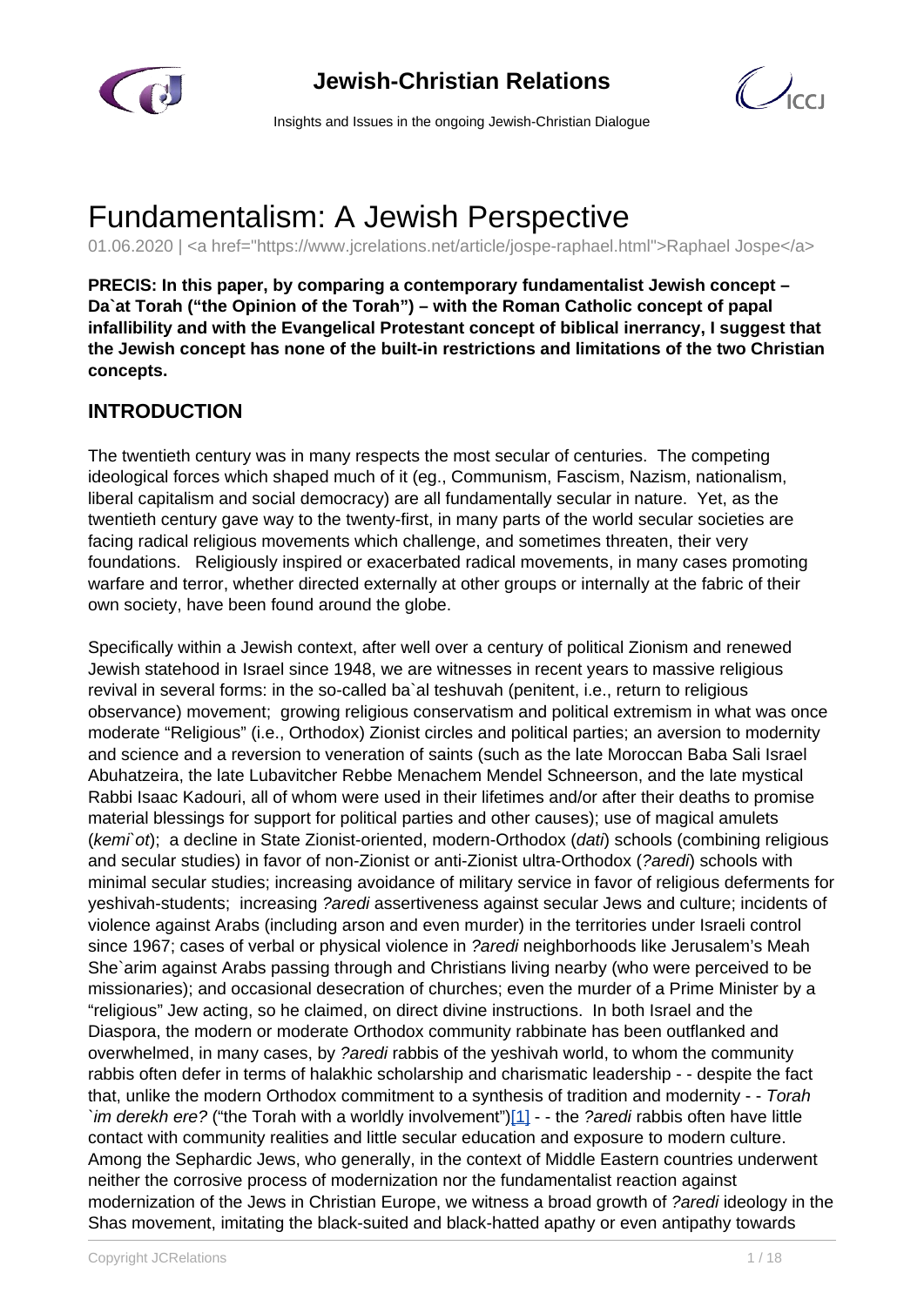# Fundamentalism: A Jewish Perspective

01.06.2020 | <a href="https://www.jcrelations.net/article/jospe-raphael.html">Raphael Jospe</a>

**PRECIS: In this paper, by comparing a contemporary fundamentalist Jewish concept – Da`at Torah ("the Opinion of the Torah") – with the Roman Catholic concept of papal infallibility and with the Evangelical Protestant concept of biblical inerrancy, I suggest that the Jewish concept has none of the built-in restrictions and limitations of the two Christian concepts.**

## INTRODUCTION

The twentieth century was in many respects the most secular of centuries. The competing ideological forces which shaped much of it (eg., Communism, Fascism, Nazism, nationalism, liberal capitalism and social democracy) are all fundamentally secular in nature. Yet, as the twentieth century gave way to the twenty-first, in many parts of the world secular societies are facing radical religious movements which challenge, and sometimes threaten, their very foundations. Religiously inspired or exacerbated radical movements, in many cases promoting warfare and terror, whether directed externally at other groups or internally at the fabric of their own society, have been found around the globe.

Specifically within a Jewish context, after well over a century of political Zionism and renewed Jewish statehood in Israel since 1948, we are witnesses in recent years to massive religious revival in several forms: in the so-called ba`al teshuvah (penitent, i.e., return to religious observance) movement; growing religious conservatism and political extremism in what was once moderate "Religious" (i.e., Orthodox) Zionist circles and political parties; an aversion to modernity and science and a reversion to veneration of saints (such as the late Moroccan Baba Sali Israel Abuhatzeira, the late Lubavitcher Rebbe Menachem Mendel Schneerson, and the late mystical Rabbi Isaac Kadouri, all of whom were used in their lifetimes and/or after their deaths to promise material blessings for support for political parties and other causes); use of magical amulets (*kemi`ot*); a decline in State Zionist-oriented, modern-Orthodox (*dati*) schools (combining religious and secular studies) in favor of non-Zionist or anti-Zionist ultra-Orthodox (*?aredi*) schools with minimal secular studies; increasing avoidance of military service in favor of religious deferments for yeshivah-students; increasing *?aredi* assertiveness against secular Jews and culture; incidents of violence against Arabs (including arson and even murder) in the territories under Israeli control since 1967; cases of verbal or physical violence in *?aredi* neighborhoods like Jerusalem's Meah She`arim against Arabs passing through and Christians living nearby (who were perceived to be missionaries); and occasional desecration of churches; even the murder of a Prime Minister by a "religious" Jew acting, so he claimed, on direct divine instructions. In both Israel and the Diaspora, the modern or moderate Orthodox community rabbinate has been outflanked and overwhelmed, in many cases, by *?aredi* rabbis of the yeshivah world, to whom the community rabbis often defer in terms of halakhic scholarship and charismatic leadership - - despite the fact that, unlike the modern Orthodox commitment to a synthesis of tradition and modernity - - *Torah `im derekh ere?* ("the Torah with a worldly involvement")[1] - - the *?aredi* rabbis often have little contact with community realities and little secular education and exposure to modern culture. Among the Sephardic Jews, who generally, in the context of Middle Eastern countries underwent neither the corrosive process of modernization nor the fundamentalist reaction against modernization of the Jews in Christian Europe, we witness a broad growth of *?aredi* ideology in the Shas movement, imitating the black-suited and black-hatted apathy or even antipathy towards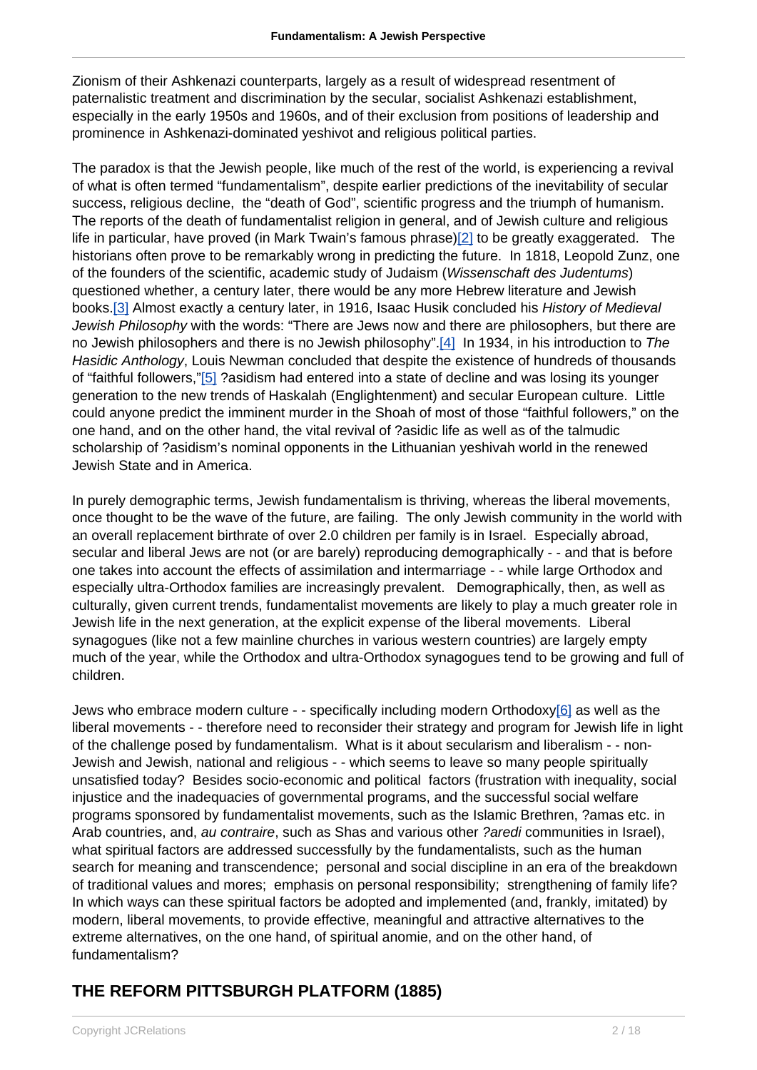Zionism of their Ashkenazi counterparts, largely as a result of widespread resentment of paternalistic treatment and discrimination by the secular, socialist Ashkenazi establishment, especially in the early 1950s and 1960s, and of their exclusion from positions of leadership and prominence in Ashkenazi-dominated yeshivot and religious political parties.

The paradox is that the Jewish people, like much of the rest of the world, is experiencing a revival of what is often termed "fundamentalism", despite earlier predictions of the inevitability of secular success, religious decline, the "death of God", scientific progress and the triumph of humanism. The reports of the death of fundamentalist religion in general, and of Jewish culture and religious life in particular, have proved (in Mark Twain's famous phrase)[2] to be greatly exaggerated. The historians often prove to be remarkably wrong in predicting the future. In 1818, Leopold Zunz, one of the founders of the scientific, academic study of Judaism (*Wissenschaft des Judentums*) questioned whether, a century later, there would be any more Hebrew literature and Jewish books.[3] Almost exactly a century later, in 1916, Isaac Husik concluded his *History of Medieval Jewish Philosophy* with the words: "There are Jews now and there are philosophers, but there are no Jewish philosophers and there is no Jewish philosophy".[4] In 1934, in his introduction to *The Hasidic Anthology*, Louis Newman concluded that despite the existence of hundreds of thousands of "faithful followers,"[5] ?asidism had entered into a state of decline and was losing its younger generation to the new trends of Haskalah (Englightenment) and secular European culture. Little could anyone predict the imminent murder in the Shoah of most of those "faithful followers," on the one hand, and on the other hand, the vital revival of ?asidic life as well as of the talmudic scholarship of ?asidism's nominal opponents in the Lithuanian yeshivah world in the renewed Jewish State and in America.

In purely demographic terms, Jewish fundamentalism is thriving, whereas the liberal movements, once thought to be the wave of the future, are failing. The only Jewish community in the world with an overall replacement birthrate of over 2.0 children per family is in Israel. Especially abroad, secular and liberal Jews are not (or are barely) reproducing demographically - - and that is before one takes into account the effects of assimilation and intermarriage - - while large Orthodox and especially ultra-Orthodox families are increasingly prevalent. Demographically, then, as well as culturally, given current trends, fundamentalist movements are likely to play a much greater role in Jewish life in the next generation, at the explicit expense of the liberal movements. Liberal synagogues (like not a few mainline churches in various western countries) are largely empty much of the year, while the Orthodox and ultra-Orthodox synagogues tend to be growing and full of children.

Jews who embrace modern culture - - specifically including modern Orthodoxy[6] as well as the liberal movements - - therefore need to reconsider their strategy and program for Jewish life in light of the challenge posed by fundamentalism. What is it about secularism and liberalism - - non-Jewish and Jewish, national and religious - - which seems to leave so many people spiritually unsatisfied today? Besides socio-economic and political factors (frustration with inequality, social injustice and the inadequacies of governmental programs, and the successful social welfare programs sponsored by fundamentalist movements, such as the Islamic Brethren, ?amas etc. in Arab countries, and, *au contraire*, such as Shas and various other *?aredi* communities in Israel), what spiritual factors are addressed successfully by the fundamentalists, such as the human search for meaning and transcendence; personal and social discipline in an era of the breakdown of traditional values and mores; emphasis on personal responsibility; strengthening of family life? In which ways can these spiritual factors be adopted and implemented (and, frankly, imitated) by modern, liberal movements, to provide effective, meaningful and attractive alternatives to the extreme alternatives, on the one hand, of spiritual anomie, and on the other hand, of fundamentalism?

## THE REFORM PITTSBURGH PLATFORM (1885)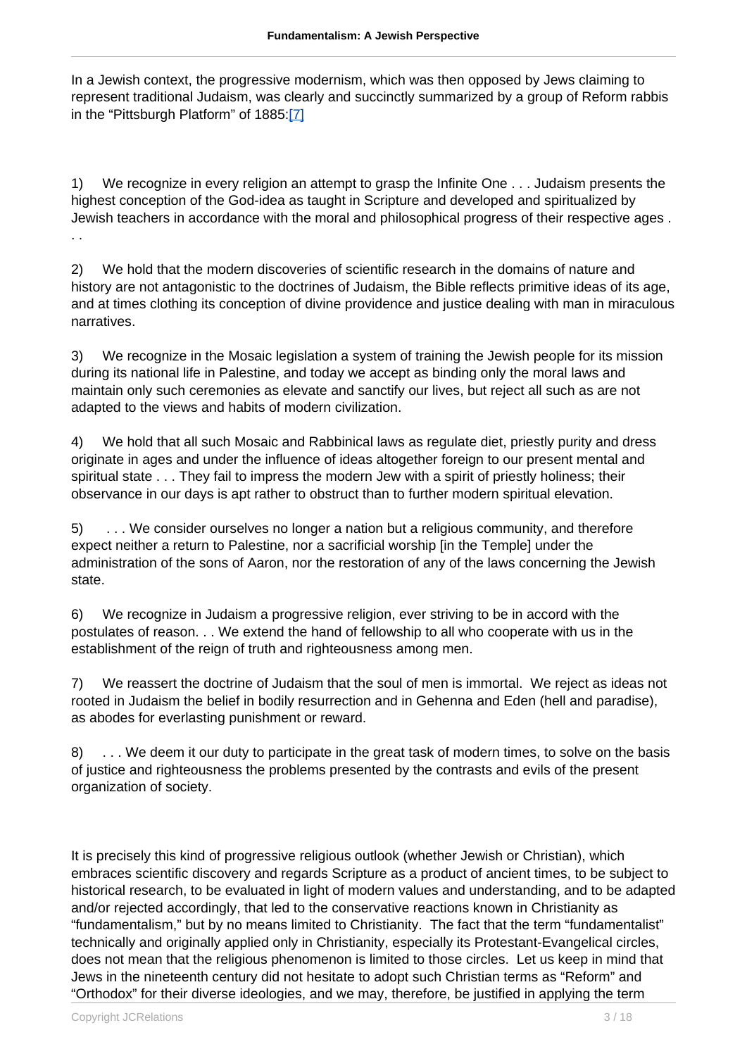In a Jewish context, the progressive modernism, which was then opposed by Jews claiming to represent traditional Judaism, was clearly and succinctly summarized by a group of Reform rabbis in the "Pittsburgh Platform" of 1885:[7]

1) We recognize in every religion an attempt to grasp the Infinite One . . . Judaism presents the highest conception of the God-idea as taught in Scripture and developed and spiritualized by Jewish teachers in accordance with the moral and philosophical progress of their respective ages . . .

2) We hold that the modern discoveries of scientific research in the domains of nature and history are not antagonistic to the doctrines of Judaism, the Bible reflects primitive ideas of its age, and at times clothing its conception of divine providence and justice dealing with man in miraculous narratives.

3) We recognize in the Mosaic legislation a system of training the Jewish people for its mission during its national life in Palestine, and today we accept as binding only the moral laws and maintain only such ceremonies as elevate and sanctify our lives, but reject all such as are not adapted to the views and habits of modern civilization.

4) We hold that all such Mosaic and Rabbinical laws as regulate diet, priestly purity and dress originate in ages and under the influence of ideas altogether foreign to our present mental and spiritual state . . . They fail to impress the modern Jew with a spirit of priestly holiness; their observance in our days is apt rather to obstruct than to further modern spiritual elevation.

5) . . . We consider ourselves no longer a nation but a religious community, and therefore expect neither a return to Palestine, nor a sacrificial worship [in the Temple] under the administration of the sons of Aaron, nor the restoration of any of the laws concerning the Jewish state.

6) We recognize in Judaism a progressive religion, ever striving to be in accord with the postulates of reason. . . We extend the hand of fellowship to all who cooperate with us in the establishment of the reign of truth and righteousness among men.

7) We reassert the doctrine of Judaism that the soul of men is immortal. We reject as ideas not rooted in Judaism the belief in bodily resurrection and in Gehenna and Eden (hell and paradise), as abodes for everlasting punishment or reward.

8) . . . We deem it our duty to participate in the great task of modern times, to solve on the basis of justice and righteousness the problems presented by the contrasts and evils of the present organization of society.

It is precisely this kind of progressive religious outlook (whether Jewish or Christian), which embraces scientific discovery and regards Scripture as a product of ancient times, to be subject to historical research, to be evaluated in light of modern values and understanding, and to be adapted and/or rejected accordingly, that led to the conservative reactions known in Christianity as "fundamentalism," but by no means limited to Christianity. The fact that the term "fundamentalist" technically and originally applied only in Christianity, especially its Protestant-Evangelical circles, does not mean that the religious phenomenon is limited to those circles. Let us keep in mind that Jews in the nineteenth century did not hesitate to adopt such Christian terms as "Reform" and "Orthodox" for their diverse ideologies, and we may, therefore, be justified in applying the term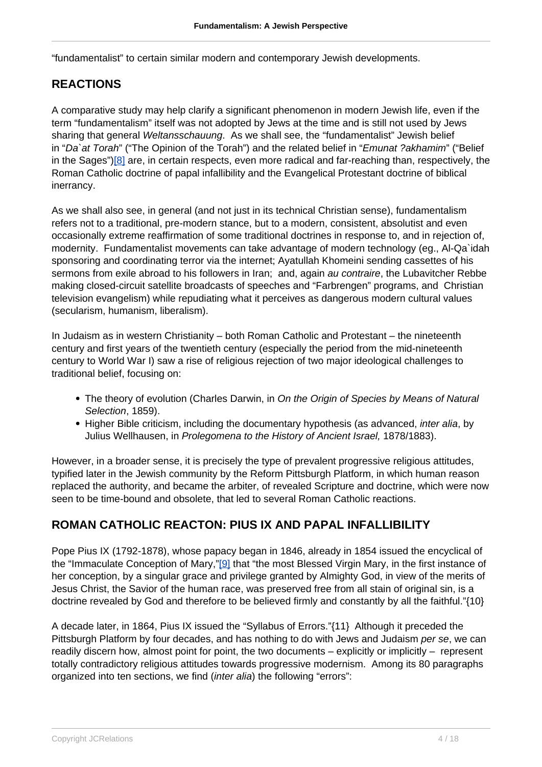“fundamentalist” to certain similar modern and contemporary Jewish developments.

## REACTIONS

A comparative study may help clarify a significant phenomenon in modern Jewish life, even if the term “fundamentalism” itself was not adopted by Jews at the time and is still not used by Jews sharing that general *Weltansschauung*. As we shall see, the “fundamentalist” Jewish belief in “*Da`at Torah*” (“The Opinion of the Torah”) and the related belief in “*Emunat ?akhamim*” (“Belief in the Sages”)[8] are, in certain respects, even more radical and far-reaching than, respectively, the Roman Catholic doctrine of papal infallibility and the Evangelical Protestant doctrine of biblical inerrancy.

As we shall also see, in general (and not just in its technical Christian sense), fundamentalism refers not to a traditional, pre-modern stance, but to a modern, consistent, absolutist and even occasionally extreme reaffirmation of some traditional doctrines in response to, and in rejection of, modernity. Fundamentalist movements can take advantage of modern technology (eg., Al-Qa`idah sponsoring and coordinating terror via the internet; Ayatullah Khomeini sending cassettes of his sermons from exile abroad to his followers in Iran; and, again *au contraire*, the Lubavitcher Rebbe making closed-circuit satellite broadcasts of speeches and “Farbrengen” programs, and Christian television evangelism) while repudiating what it perceives as dangerous modern cultural values (secularism, humanism, liberalism).

In Judaism as in western Christianity – both Roman Catholic and Protestant – the nineteenth century and first years of the twentieth century (especially the period from the mid-nineteenth century to World War I) saw a rise of religious rejection of two major ideological challenges to traditional belief, focusing on:

- The theory of evolution (Charles Darwin, in *On the Origin of Species by Means of Natural Selection*, 1859).
- Higher Bible criticism, including the documentary hypothesis (as advanced, *inter alia*, by Julius Wellhausen, in *Prolegomena to the History of Ancient Israel,* 1878/1883).

However, in a broader sense, it is precisely the type of prevalent progressive religious attitudes, typified later in the Jewish community by the Reform Pittsburgh Platform, in which human reason replaced the authority, and became the arbiter, of revealed Scripture and doctrine, which were now seen to be time-bound and obsolete, that led to several Roman Catholic reactions.

## ROMAN CATHOLIC REACTON: PIUS IX AND PAPAL INFALLIBILITY

Pope Pius IX (1792-1878), whose papacy began in 1846, already in 1854 issued the encyclical of the “Immaculate Conception of Mary,”[9] that “the most Blessed Virgin Mary, in the first instance of her conception, by a singular grace and privilege granted by Almighty God, in view of the merits of Jesus Christ, the Savior of the human race, was preserved free from all stain of original sin, is a doctrine revealed by God and therefore to be believed firmly and constantly by all the faithful.”{10}

A decade later, in 1864, Pius IX issued the “Syllabus of Errors.”{11} Although it preceded the Pittsburgh Platform by four decades, and has nothing to do with Jews and Judaism *per se*, we can readily discern how, almost point for point, the two documents – explicitly or implicitly – represent totally contradictory religious attitudes towards progressive modernism. Among its 80 paragraphs organized into ten sections, we find (*inter alia*) the following “errors”: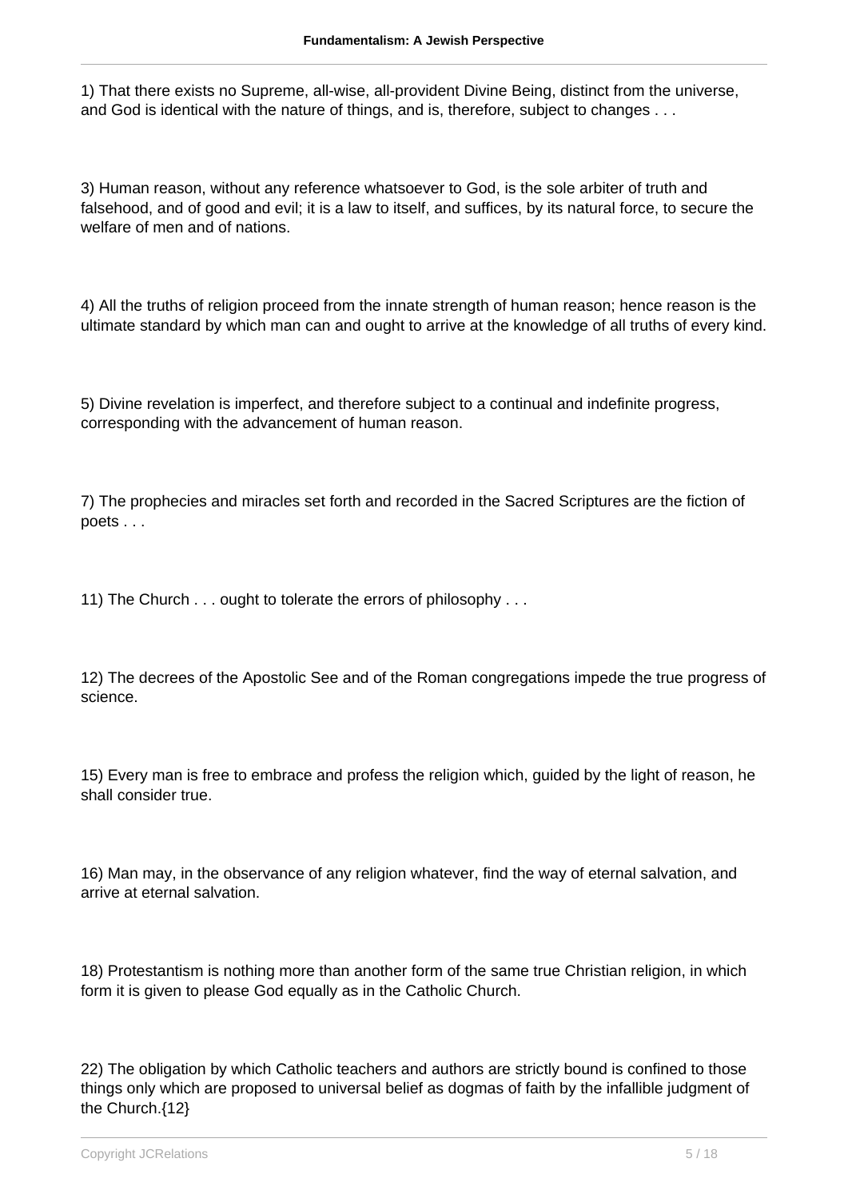1) That there exists no Supreme, all-wise, all-provident Divine Being, distinct from the universe, and God is identical with the nature of things, and is, therefore, subject to changes . . .

3) Human reason, without any reference whatsoever to God, is the sole arbiter of truth and falsehood, and of good and evil; it is a law to itself, and suffices, by its natural force, to secure the welfare of men and of nations.

4) All the truths of religion proceed from the innate strength of human reason; hence reason is the ultimate standard by which man can and ought to arrive at the knowledge of all truths of every kind.

5) Divine revelation is imperfect, and therefore subject to a continual and indefinite progress, corresponding with the advancement of human reason.

7) The prophecies and miracles set forth and recorded in the Sacred Scriptures are the fiction of poets . . .

11) The Church . . . ought to tolerate the errors of philosophy . . .

12) The decrees of the Apostolic See and of the Roman congregations impede the true progress of science.

15) Every man is free to embrace and profess the religion which, guided by the light of reason, he shall consider true.

16) Man may, in the observance of any religion whatever, find the way of eternal salvation, and arrive at eternal salvation.

18) Protestantism is nothing more than another form of the same true Christian religion, in which form it is given to please God equally as in the Catholic Church.

22) The obligation by which Catholic teachers and authors are strictly bound is confined to those things only which are proposed to universal belief as dogmas of faith by the infallible judgment of the Church.{12}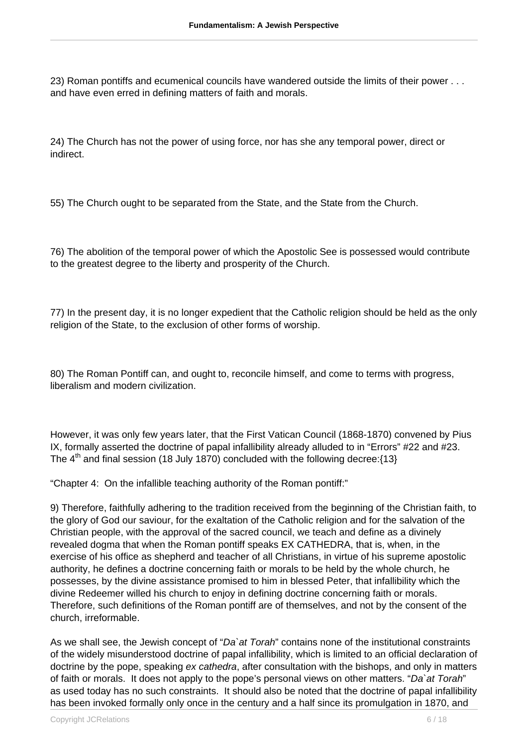23) Roman pontiffs and ecumenical councils have wandered outside the limits of their power . . . and have even erred in defining matters of faith and morals.

24) The Church has not the power of using force, nor has she any temporal power, direct or indirect.

55) The Church ought to be separated from the State, and the State from the Church.

76) The abolition of the temporal power of which the Apostolic See is possessed would contribute to the greatest degree to the liberty and prosperity of the Church.

77) In the present day, it is no longer expedient that the Catholic religion should be held as the only religion of the State, to the exclusion of other forms of worship.

80) The Roman Pontiff can, and ought to, reconcile himself, and come to terms with progress, liberalism and modern civilization.

However, it was only few years later, that the First Vatican Council (1868-1870) convened by Pius IX, formally asserted the doctrine of papal infallibility already alluded to in "Errors" #22 and #23. The 4th and final session (18 July 1870) concluded with the following decree:{13}

"Chapter 4: On the infallible teaching authority of the Roman pontiff:"

9) Therefore, faithfully adhering to the tradition received from the beginning of the Christian faith, to the glory of God our saviour, for the exaltation of the Catholic religion and for the salvation of the Christian people, with the approval of the sacred council, we teach and define as a divinely revealed dogma that when the Roman pontiff speaks EX CATHEDRA, that is, when, in the exercise of his office as shepherd and teacher of all Christians, in virtue of his supreme apostolic authority, he defines a doctrine concerning faith or morals to be held by the whole church, he possesses, by the divine assistance promised to him in blessed Peter, that infallibility which the divine Redeemer willed his church to enjoy in defining doctrine concerning faith or morals. Therefore, such definitions of the Roman pontiff are of themselves, and not by the consent of the church, irreformable.

As we shall see, the Jewish concept of "*Da`at Torah*" contains none of the institutional constraints of the widely misunderstood doctrine of papal infallibility, which is limited to an official declaration of doctrine by the pope, speaking *ex cathedra*, after consultation with the bishops, and only in matters of faith or morals. It does not apply to the pope's personal views on other matters. "*Da`at Torah*" as used today has no such constraints. It should also be noted that the doctrine of papal infallibility has been invoked formally only once in the century and a half since its promulgation in 1870, and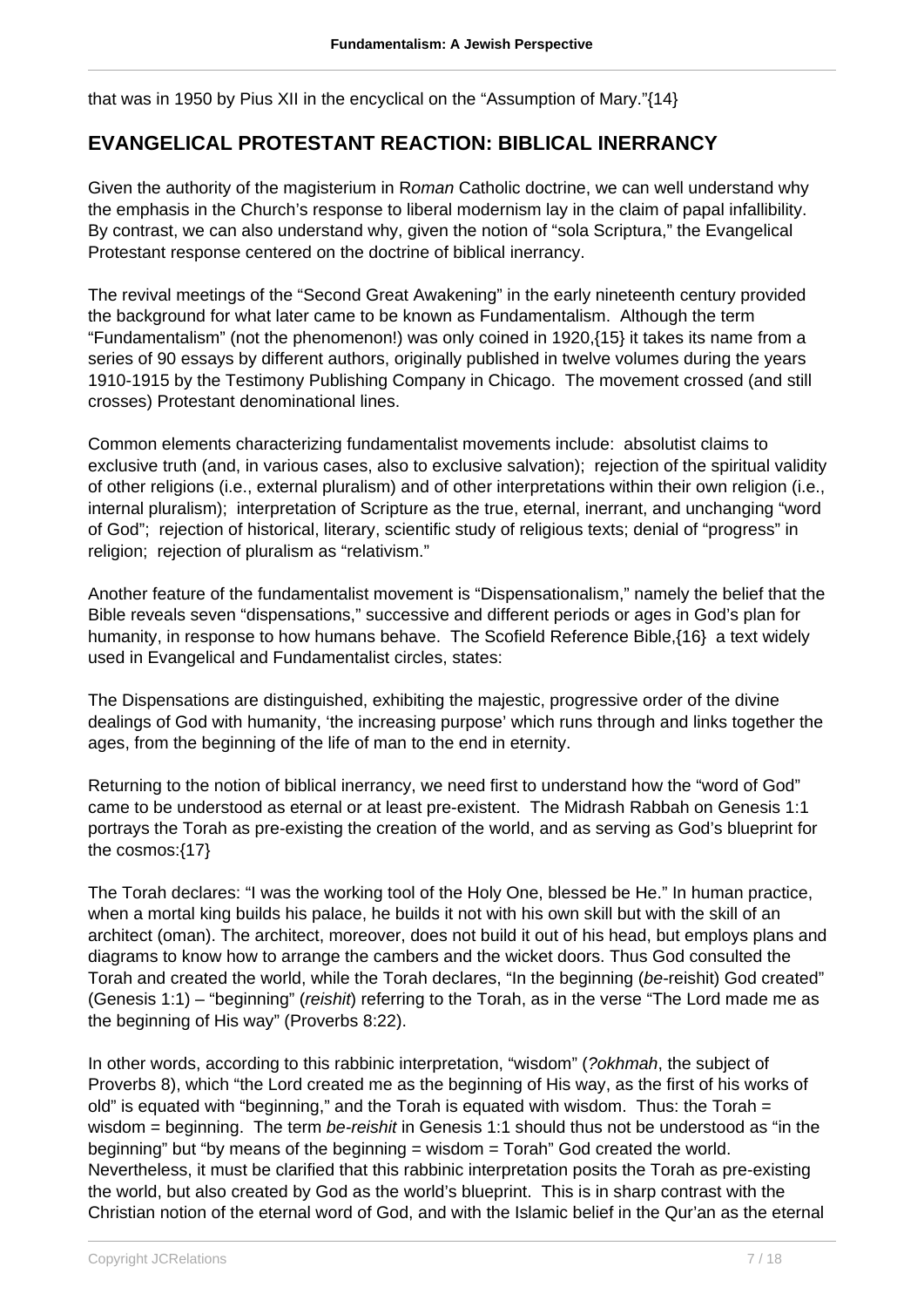that was in 1950 by Pius XII in the encyclical on the "Assumption of Mary."{14}

## EVANGELICAL PROTESTANT REACTION: BIBLICAL INERRANCY

Given the authority of the magisterium in R*oman* Catholic doctrine, we can well understand why the emphasis in the Church's response to liberal modernism lay in the claim of papal infallibility. By contrast, we can also understand why, given the notion of "sola Scriptura," the Evangelical Protestant response centered on the doctrine of biblical inerrancy.

The revival meetings of the "Second Great Awakening" in the early nineteenth century provided the background for what later came to be known as Fundamentalism. Although the term "Fundamentalism" (not the phenomenon!) was only coined in 1920,{15} it takes its name from a series of 90 essays by different authors, originally published in twelve volumes during the years 1910-1915 by the Testimony Publishing Company in Chicago. The movement crossed (and still crosses) Protestant denominational lines.

Common elements characterizing fundamentalist movements include: absolutist claims to exclusive truth (and, in various cases, also to exclusive salvation); rejection of the spiritual validity of other religions (i.e., external pluralism) and of other interpretations within their own religion (i.e., internal pluralism); interpretation of Scripture as the true, eternal, inerrant, and unchanging "word of God"; rejection of historical, literary, scientific study of religious texts; denial of "progress" in religion; rejection of pluralism as "relativism."

Another feature of the fundamentalist movement is "Dispensationalism," namely the belief that the Bible reveals seven "dispensations," successive and different periods or ages in God's plan for humanity, in response to how humans behave. The Scofield Reference Bible,{16} a text widely used in Evangelical and Fundamentalist circles, states:

The Dispensations are distinguished, exhibiting the majestic, progressive order of the divine dealings of God with humanity, 'the increasing purpose' which runs through and links together the ages, from the beginning of the life of man to the end in eternity.

Returning to the notion of biblical inerrancy, we need first to understand how the "word of God" came to be understood as eternal or at least pre-existent. The Midrash Rabbah on Genesis 1:1 portrays the Torah as pre-existing the creation of the world, and as serving as God's blueprint for the cosmos:{17}

The Torah declares: "I was the working tool of the Holy One, blessed be He." In human practice, when a mortal king builds his palace, he builds it not with his own skill but with the skill of an architect (oman). The architect, moreover, does not build it out of his head, but employs plans and diagrams to know how to arrange the cambers and the wicket doors. Thus God consulted the Torah and created the world, while the Torah declares, "In the beginning (*be*-reishit) God created" (Genesis 1:1) – "beginning" (*reishit*) referring to the Torah, as in the verse "The Lord made me as the beginning of His way" (Proverbs 8:22).

In other words, according to this rabbinic interpretation, "wisdom" (*?okhmah*, the subject of Proverbs 8), which "the Lord created me as the beginning of His way, as the first of his works of old" is equated with "beginning," and the Torah is equated with wisdom. Thus: the Torah = wisdom = beginning. The term *be-reishit* in Genesis 1:1 should thus not be understood as "in the beginning" but "by means of the beginning = wisdom = Torah" God created the world. Nevertheless, it must be clarified that this rabbinic interpretation posits the Torah as pre-existing the world, but also created by God as the world's blueprint. This is in sharp contrast with the Christian notion of the eternal word of God, and with the Islamic belief in the Qur'an as the eternal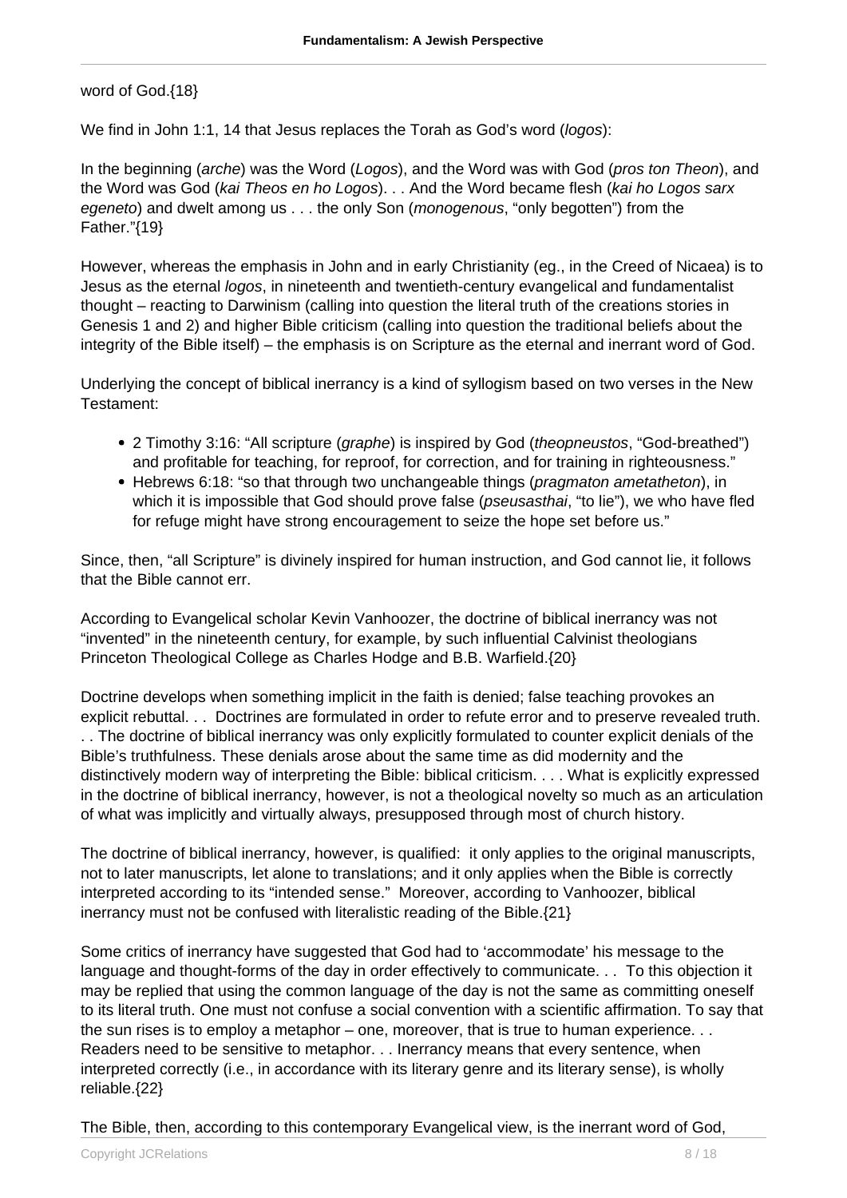word of God.{18}

We find in John 1:1, 14 that Jesus replaces the Torah as God's word (*logos*):

In the beginning (*arche*) was the Word (*Logos*), and the Word was with God (*pros ton Theon*), and the Word was God (*kai Theos en ho Logos*). . . And the Word became flesh (*kai ho Logos sarx egeneto*) and dwelt among us . . . the only Son (*monogenous*, "only begotten") from the Father."{19}

However, whereas the emphasis in John and in early Christianity (eg., in the Creed of Nicaea) is to Jesus as the eternal *logos*, in nineteenth and twentieth-century evangelical and fundamentalist thought – reacting to Darwinism (calling into question the literal truth of the creations stories in Genesis 1 and 2) and higher Bible criticism (calling into question the traditional beliefs about the integrity of the Bible itself) – the emphasis is on Scripture as the eternal and inerrant word of God.

Underlying the concept of biblical inerrancy is a kind of syllogism based on two verses in the New Testament:

- 2 Timothy 3:16: "All scripture (*graphe*) is inspired by God (*theopneustos*, "God-breathed") and profitable for teaching, for reproof, for correction, and for training in righteousness."
- Hebrews 6:18: "so that through two unchangeable things (*pragmaton ametatheton*), in which it is impossible that God should prove false (*pseusasthai*, "to lie"), we who have fled for refuge might have strong encouragement to seize the hope set before us."

Since, then, "all Scripture" is divinely inspired for human instruction, and God cannot lie, it follows that the Bible cannot err.

According to Evangelical scholar Kevin Vanhoozer, the doctrine of biblical inerrancy was not "invented" in the nineteenth century, for example, by such influential Calvinist theologians Princeton Theological College as Charles Hodge and B.B. Warfield.{20}

Doctrine develops when something implicit in the faith is denied; false teaching provokes an explicit rebuttal. . . Doctrines are formulated in order to refute error and to preserve revealed truth. . . The doctrine of biblical inerrancy was only explicitly formulated to counter explicit denials of the Bible's truthfulness. These denials arose about the same time as did modernity and the distinctively modern way of interpreting the Bible: biblical criticism. . . . What is explicitly expressed in the doctrine of biblical inerrancy, however, is not a theological novelty so much as an articulation of what was implicitly and virtually always, presupposed through most of church history.

The doctrine of biblical inerrancy, however, is qualified: it only applies to the original manuscripts, not to later manuscripts, let alone to translations; and it only applies when the Bible is correctly interpreted according to its "intended sense." Moreover, according to Vanhoozer, biblical inerrancy must not be confused with literalistic reading of the Bible.{21}

Some critics of inerrancy have suggested that God had to 'accommodate' his message to the language and thought-forms of the day in order effectively to communicate. . . To this objection it may be replied that using the common language of the day is not the same as committing oneself to its literal truth. One must not confuse a social convention with a scientific affirmation. To say that the sun rises is to employ a metaphor – one, moreover, that is true to human experience. . . Readers need to be sensitive to metaphor. . . Inerrancy means that every sentence, when interpreted correctly (i.e., in accordance with its literary genre and its literary sense), is wholly reliable.{22}

The Bible, then, according to this contemporary Evangelical view, is the inerrant word of God,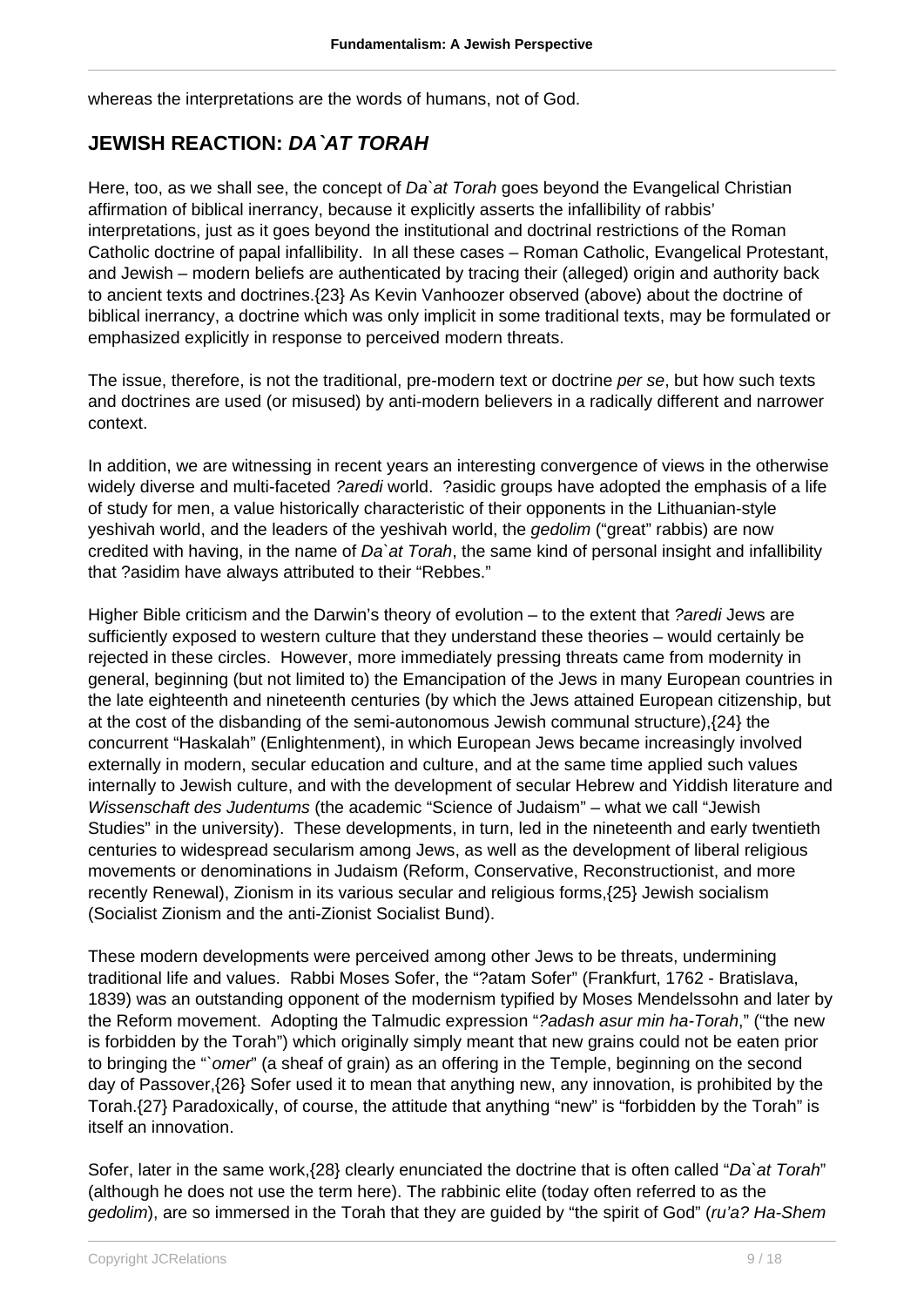whereas the interpretations are the words of humans, not of God.

## JEWISH REACTION: *DA`AT TORAH*

Here, too, as we shall see, the concept of *Da`at Torah* goes beyond the Evangelical Christian affirmation of biblical inerrancy, because it explicitly asserts the infallibility of rabbis' interpretations, just as it goes beyond the institutional and doctrinal restrictions of the Roman Catholic doctrine of papal infallibility. In all these cases – Roman Catholic, Evangelical Protestant, and Jewish – modern beliefs are authenticated by tracing their (alleged) origin and authority back to ancient texts and doctrines.{23} As Kevin Vanhoozer observed (above) about the doctrine of biblical inerrancy, a doctrine which was only implicit in some traditional texts, may be formulated or emphasized explicitly in response to perceived modern threats.

The issue, therefore, is not the traditional, pre-modern text or doctrine *per se*, but how such texts and doctrines are used (or misused) by anti-modern believers in a radically different and narrower context.

In addition, we are witnessing in recent years an interesting convergence of views in the otherwise widely diverse and multi-faceted *?aredi* world. ?asidic groups have adopted the emphasis of a life of study for men, a value historically characteristic of their opponents in the Lithuanian-style yeshivah world, and the leaders of the yeshivah world, the *gedolim* ("great" rabbis) are now credited with having, in the name of *Da`at Torah*, the same kind of personal insight and infallibility that ?asidim have always attributed to their "Rebbes."

Higher Bible criticism and the Darwin's theory of evolution – to the extent that *?aredi* Jews are sufficiently exposed to western culture that they understand these theories – would certainly be rejected in these circles. However, more immediately pressing threats came from modernity in general, beginning (but not limited to) the Emancipation of the Jews in many European countries in the late eighteenth and nineteenth centuries (by which the Jews attained European citizenship, but at the cost of the disbanding of the semi-autonomous Jewish communal structure),{24} the concurrent "Haskalah" (Enlightenment), in which European Jews became increasingly involved externally in modern, secular education and culture, and at the same time applied such values internally to Jewish culture, and with the development of secular Hebrew and Yiddish literature and *Wissenschaft des Judentums* (the academic "Science of Judaism" – what we call "Jewish Studies" in the university). These developments, in turn, led in the nineteenth and early twentieth centuries to widespread secularism among Jews, as well as the development of liberal religious movements or denominations in Judaism (Reform, Conservative, Reconstructionist, and more recently Renewal), Zionism in its various secular and religious forms,{25} Jewish socialism (Socialist Zionism and the anti-Zionist Socialist Bund).

These modern developments were perceived among other Jews to be threats, undermining traditional life and values. Rabbi Moses Sofer, the "?atam Sofer" (Frankfurt, 1762 - Bratislava, 1839) was an outstanding opponent of the modernism typified by Moses Mendelssohn and later by the Reform movement. Adopting the Talmudic expression "*?adash asur min ha-Torah*," ("the new is forbidden by the Torah") which originally simply meant that new grains could not be eaten prior to bringing the "`*omer*" (a sheaf of grain) as an offering in the Temple, beginning on the second day of Passover,{26} Sofer used it to mean that anything new, any innovation, is prohibited by the Torah.{27} Paradoxically, of course, the attitude that anything "new" is "forbidden by the Torah" is itself an innovation.

Sofer, later in the same work,{28} clearly enunciated the doctrine that is often called "*Da`at Torah*" (although he does not use the term here). The rabbinic elite (today often referred to as the *gedolim*), are so immersed in the Torah that they are guided by "the spirit of God" (*ru'a? Ha-Shem*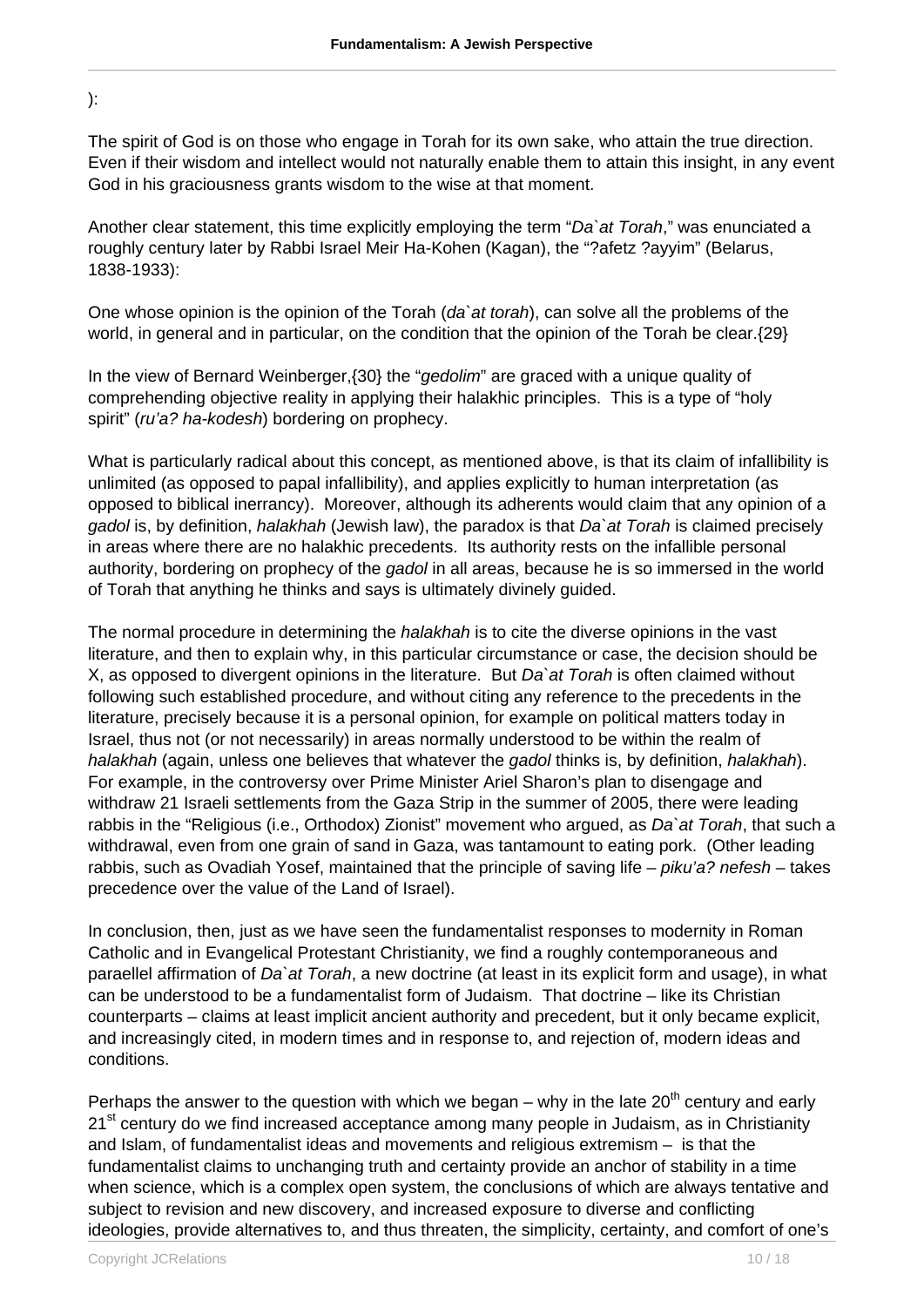):

The spirit of God is on those who engage in Torah for its own sake, who attain the true direction. Even if their wisdom and intellect would not naturally enable them to attain this insight, in any event God in his graciousness grants wisdom to the wise at that moment.

Another clear statement, this time explicitly employing the term "*Da`at Torah*," was enunciated a roughly century later by Rabbi Israel Meir Ha-Kohen (Kagan), the "?afetz ?ayyim" (Belarus, 1838-1933):

One whose opinion is the opinion of the Torah (*da`at torah*), can solve all the problems of the world, in general and in particular, on the condition that the opinion of the Torah be clear.{29}

In the view of Bernard Weinberger,{30} the "*gedolim*" are graced with a unique quality of comprehending objective reality in applying their halakhic principles. This is a type of "holy spirit" (*ru'a? ha-kodesh*) bordering on prophecy.

What is particularly radical about this concept, as mentioned above, is that its claim of infallibility is unlimited (as opposed to papal infallibility), and applies explicitly to human interpretation (as opposed to biblical inerrancy). Moreover, although its adherents would claim that any opinion of a *gadol* is, by definition, *halakhah* (Jewish law), the paradox is that *Da`at Torah* is claimed precisely in areas where there are no halakhic precedents. Its authority rests on the infallible personal authority, bordering on prophecy of the *gadol* in all areas, because he is so immersed in the world of Torah that anything he thinks and says is ultimately divinely guided.

The normal procedure in determining the *halakhah* is to cite the diverse opinions in the vast literature, and then to explain why, in this particular circumstance or case, the decision should be X, as opposed to divergent opinions in the literature. But *Da`at Torah* is often claimed without following such established procedure, and without citing any reference to the precedents in the literature, precisely because it is a personal opinion, for example on political matters today in Israel, thus not (or not necessarily) in areas normally understood to be within the realm of *halakhah* (again, unless one believes that whatever the *gadol* thinks is, by definition, *halakhah*). For example, in the controversy over Prime Minister Ariel Sharon's plan to disengage and withdraw 21 Israeli settlements from the Gaza Strip in the summer of 2005, there were leading rabbis in the "Religious (i.e., Orthodox) Zionist" movement who argued, as *Da`at Torah*, that such a withdrawal, even from one grain of sand in Gaza, was tantamount to eating pork. (Other leading rabbis, such as Ovadiah Yosef, maintained that the principle of saving life – *piku'a? nefesh* – takes precedence over the value of the Land of Israel).

In conclusion, then, just as we have seen the fundamentalist responses to modernity in Roman Catholic and in Evangelical Protestant Christianity, we find a roughly contemporaneous and paraellel affirmation of *Da`at Torah*, a new doctrine (at least in its explicit form and usage), in what can be understood to be a fundamentalist form of Judaism. That doctrine – like its Christian counterparts – claims at least implicit ancient authority and precedent, but it only became explicit, and increasingly cited, in modern times and in response to, and rejection of, modern ideas and conditions.

Perhaps the answer to the question with which we began – why in the late 20th century and early 21st century do we find increased acceptance among many people in Judaism, as in Christianity and Islam, of fundamentalist ideas and movements and religious extremism – is that the fundamentalist claims to unchanging truth and certainty provide an anchor of stability in a time when science, which is a complex open system, the conclusions of which are always tentative and subject to revision and new discovery, and increased exposure to diverse and conflicting ideologies, provide alternatives to, and thus threaten, the simplicity, certainty, and comfort of one's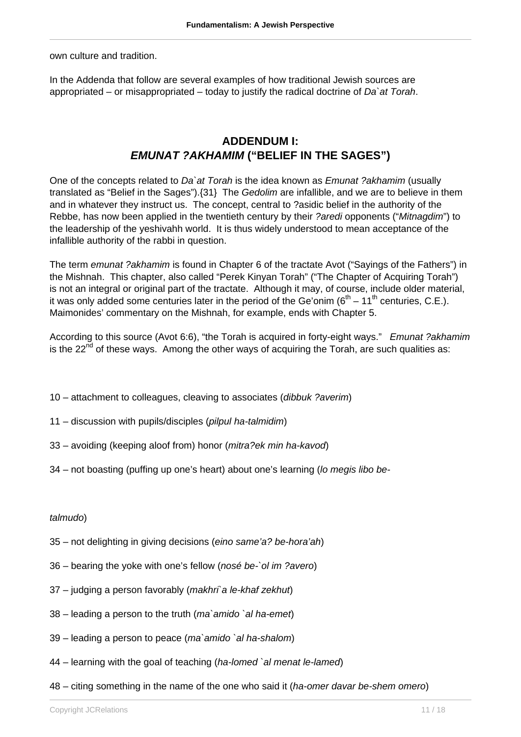own culture and tradition.

In the Addenda that follow are several examples of how traditional Jewish sources are appropriated – or misappropriated – today to justify the radical doctrine of *Da`at Torah*.

## ADDENDUM I: *EMUNAT ?AKHAMIM* ("BELIEF IN THE SAGES")

One of the concepts related to *Da`at Torah* is the idea known as *Emunat ?akhamim* (usually translated as "Belief in the Sages").{31} The *Gedolim* are infallible, and we are to believe in them and in whatever they instruct us. The concept, central to ?asidic belief in the authority of the Rebbe, has now been applied in the twentieth century by their *?aredi* opponents ("*Mitnagdim*") to the leadership of the yeshivahh world. It is thus widely understood to mean acceptance of the infallible authority of the rabbi in question.

The term *emunat ?akhamim* is found in Chapter 6 of the tractate Avot ("Sayings of the Fathers") in the Mishnah. This chapter, also called "Perek Kinyan Torah" ("The Chapter of Acquiring Torah") is not an integral or original part of the tractate. Although it may, of course, include older material, it was only added some centuries later in the period of the Ge'onim (6th – 11th centuries, C.E.). Maimonides' commentary on the Mishnah, for example, ends with Chapter 5.

According to this source (Avot 6:6), "the Torah is acquired in forty-eight ways." *Emunat ?akhamim* is the 22nd of these ways. Among the other ways of acquiring the Torah, are such qualities as:

10 – attachment to colleagues, cleaving to associates (*dibbuk ?averim*)

11 – discussion with pupils/disciples (*pilpul ha-talmidim*)

33 – avoiding (keeping aloof from) honor (*mitra?ek min ha-kavod*)

34 – not boasting (puffing up one's heart) about one's learning (*lo megis libo be-talmudo*)

35 – not delighting in giving decisions (*eino same'a? be-hora'ah*)

36 – bearing the yoke with one's fellow (*nosé be-`ol im ?avero*)

37 – judging a person favorably (*makhri`a le-khaf zekhut*)

38 – leading a person to the truth (*ma`amido `al ha-emet*)

39 – leading a person to peace (*ma`amido `al ha-shalom*)

44 – learning with the goal of teaching (*ha-lomed `al menat le-lamed*)

48 – citing something in the name of the one who said it (*ha-omer davar be-shem omero*)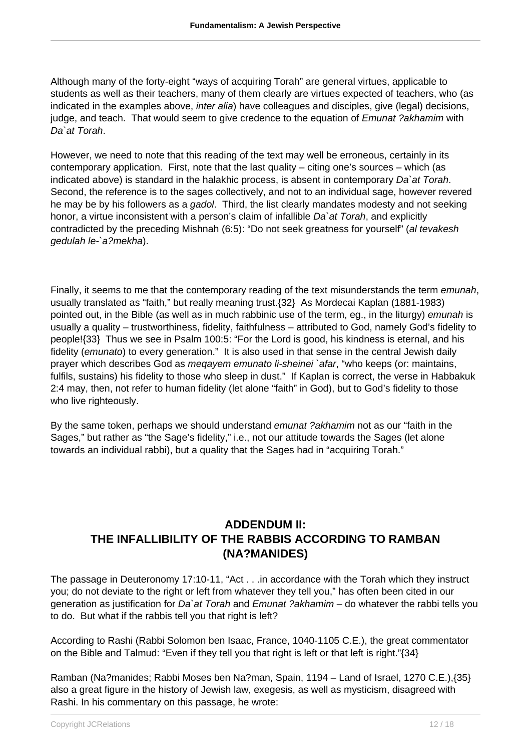Although many of the forty-eight “ways of acquiring Torah” are general virtues, applicable to students as well as their teachers, many of them clearly are virtues expected of teachers, who (as indicated in the examples above, *inter alia*) have colleagues and disciples, give (legal) decisions, judge, and teach. That would seem to give credence to the equation of *Emunat ?akhamim* with *Da`at Torah*.

However, we need to note that this reading of the text may well be erroneous, certainly in its contemporary application. First, note that the last quality – citing one’s sources – which (as indicated above) is standard in the halakhic process, is absent in contemporary *Da`at Torah*. Second, the reference is to the sages collectively, and not to an individual sage, however revered he may be by his followers as a *gadol*. Third, the list clearly mandates modesty and not seeking honor, a virtue inconsistent with a person’s claim of infallible *Da`at Torah*, and explicitly contradicted by the preceding Mishnah (6:5): “Do not seek greatness for yourself” (*al tevakesh gedulah le-`a?mekha*).

Finally, it seems to me that the contemporary reading of the text misunderstands the term *emunah*, usually translated as “faith,” but really meaning trust.{32} As Mordecai Kaplan (1881-1983) pointed out, in the Bible (as well as in much rabbinic use of the term, eg., in the liturgy) *emunah* is usually a quality – trustworthiness, fidelity, faithfulness – attributed to God, namely God’s fidelity to people!{33} Thus we see in Psalm 100:5: “For the Lord is good, his kindness is eternal, and his fidelity (*emunato*) to every generation.” It is also used in that sense in the central Jewish daily prayer which describes God as *meqayem emunato li-sheinei `afar*, “who keeps (or: maintains, fulfils, sustains) his fidelity to those who sleep in dust.” If Kaplan is correct, the verse in Habbakuk 2:4 may, then, not refer to human fidelity (let alone “faith” in God), but to God’s fidelity to those who live righteously.

By the same token, perhaps we should understand *emunat ?akhamim* not as our “faith in the Sages,” but rather as “the Sage’s fidelity,” i.e., not our attitude towards the Sages (let alone towards an individual rabbi), but a quality that the Sages had in “acquiring Torah.”

## ADDENDUM II: THE INFALLIBILITY OF THE RABBIS ACCORDING TO RAMBAN (NA?MANIDES)

The passage in Deuteronomy 17:10-11, “Act . . .in accordance with the Torah which they instruct you; do not deviate to the right or left from whatever they tell you,” has often been cited in our generation as justification for *Da`at Torah* and *Emunat ?akhamim* – do whatever the rabbi tells you to do. But what if the rabbis tell you that right is left?

According to Rashi (Rabbi Solomon ben Isaac, France, 1040-1105 C.E.), the great commentator on the Bible and Talmud: “Even if they tell you that right is left or that left is right.”{34}

Ramban (Na?manides; Rabbi Moses ben Na?man, Spain, 1194 – Land of Israel, 1270 C.E.),{35} also a great figure in the history of Jewish law, exegesis, as well as mysticism, disagreed with Rashi. In his commentary on this passage, he wrote: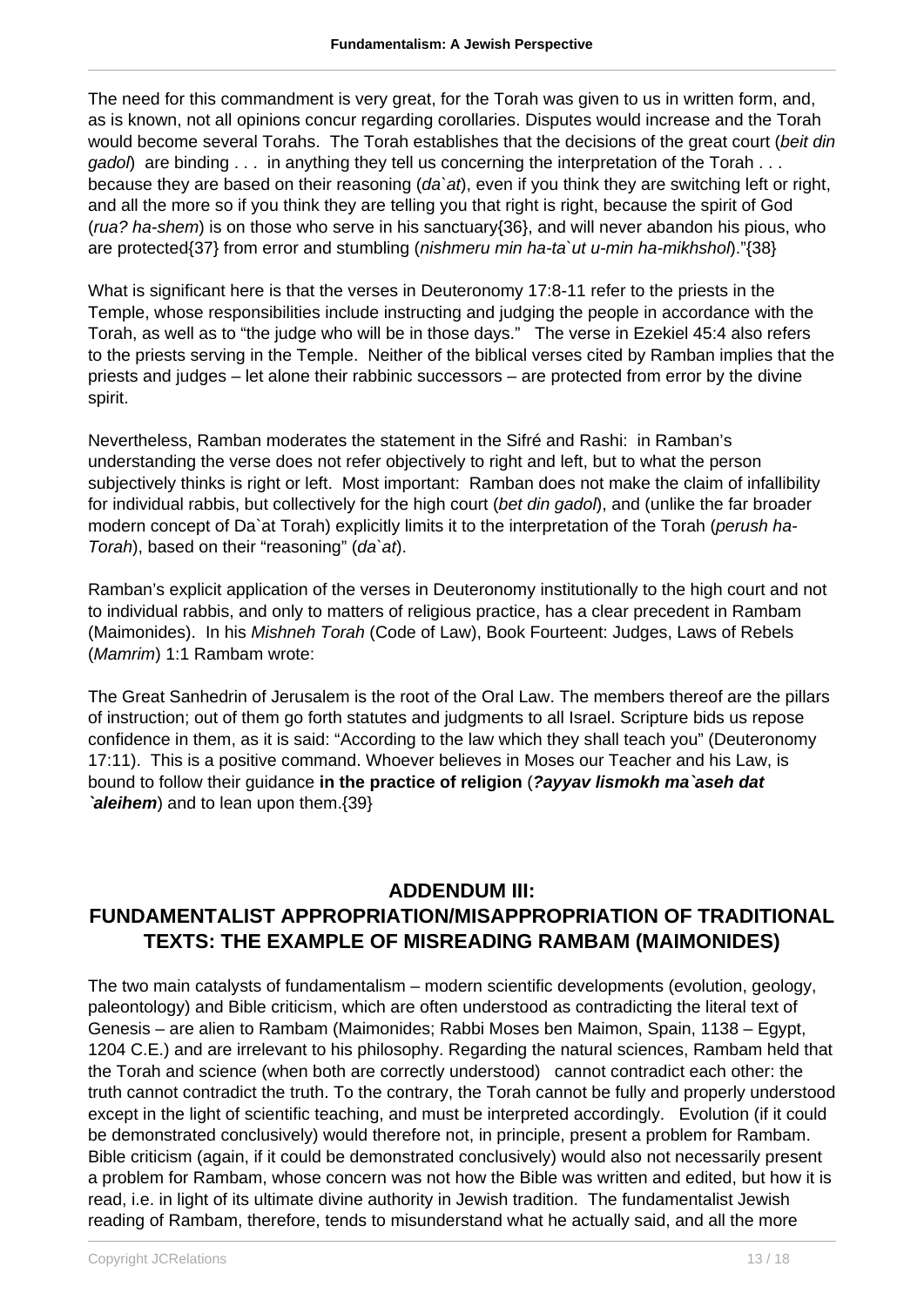The need for this commandment is very great, for the Torah was given to us in written form, and, as is known, not all opinions concur regarding corollaries. Disputes would increase and the Torah would become several Torahs. The Torah establishes that the decisions of the great court (*beit din gadol*) are binding . . . in anything they tell us concerning the interpretation of the Torah . . . because they are based on their reasoning (*da`at*), even if you think they are switching left or right, and all the more so if you think they are telling you that right is right, because the spirit of God (*rua? ha-shem*) is on those who serve in his sanctuary{36}, and will never abandon his pious, who are protected{37} from error and stumbling (*nishmeru min ha-ta`ut u-min ha-mikhshol*)."{38}

What is significant here is that the verses in Deuteronomy 17:8-11 refer to the priests in the Temple, whose responsibilities include instructing and judging the people in accordance with the Torah, as well as to "the judge who will be in those days." The verse in Ezekiel 45:4 also refers to the priests serving in the Temple. Neither of the biblical verses cited by Ramban implies that the priests and judges – let alone their rabbinic successors – are protected from error by the divine spirit.

Nevertheless, Ramban moderates the statement in the Sifré and Rashi: in Ramban's understanding the verse does not refer objectively to right and left, but to what the person subjectively thinks is right or left. Most important: Ramban does not make the claim of infallibility for individual rabbis, but collectively for the high court (*bet din gadol*), and (unlike the far broader modern concept of Da`at Torah) explicitly limits it to the interpretation of the Torah (*perush ha-Torah*), based on their "reasoning" (*da`at*).

Ramban's explicit application of the verses in Deuteronomy institutionally to the high court and not to individual rabbis, and only to matters of religious practice, has a clear precedent in Rambam (Maimonides). In his *Mishneh Torah* (Code of Law), Book Fourteent: Judges, Laws of Rebels (*Mamrim*) 1:1 Rambam wrote:

The Great Sanhedrin of Jerusalem is the root of the Oral Law. The members thereof are the pillars of instruction; out of them go forth statutes and judgments to all Israel. Scripture bids us repose confidence in them, as it is said: "According to the law which they shall teach you" (Deuteronomy 17:11). This is a positive command. Whoever believes in Moses our Teacher and his Law, is bound to follow their guidance **in the practice of religion** (***?ayyav lismokh ma`aseh dat `aleihem***) and to lean upon them.{39}

## ADDENDUM III: FUNDAMENTALIST APPROPRIATION/MISAPPROPRIATION OF TRADITIONAL TEXTS: THE EXAMPLE OF MISREADING RAMBAM (MAIMONIDES)

The two main catalysts of fundamentalism – modern scientific developments (evolution, geology, paleontology) and Bible criticism, which are often understood as contradicting the literal text of Genesis – are alien to Rambam (Maimonides; Rabbi Moses ben Maimon, Spain, 1138 – Egypt, 1204 C.E.) and are irrelevant to his philosophy. Regarding the natural sciences, Rambam held that the Torah and science (when both are correctly understood) cannot contradict each other: the truth cannot contradict the truth. To the contrary, the Torah cannot be fully and properly understood except in the light of scientific teaching, and must be interpreted accordingly. Evolution (if it could be demonstrated conclusively) would therefore not, in principle, present a problem for Rambam. Bible criticism (again, if it could be demonstrated conclusively) would also not necessarily present a problem for Rambam, whose concern was not how the Bible was written and edited, but how it is read, i.e. in light of its ultimate divine authority in Jewish tradition. The fundamentalist Jewish reading of Rambam, therefore, tends to misunderstand what he actually said, and all the more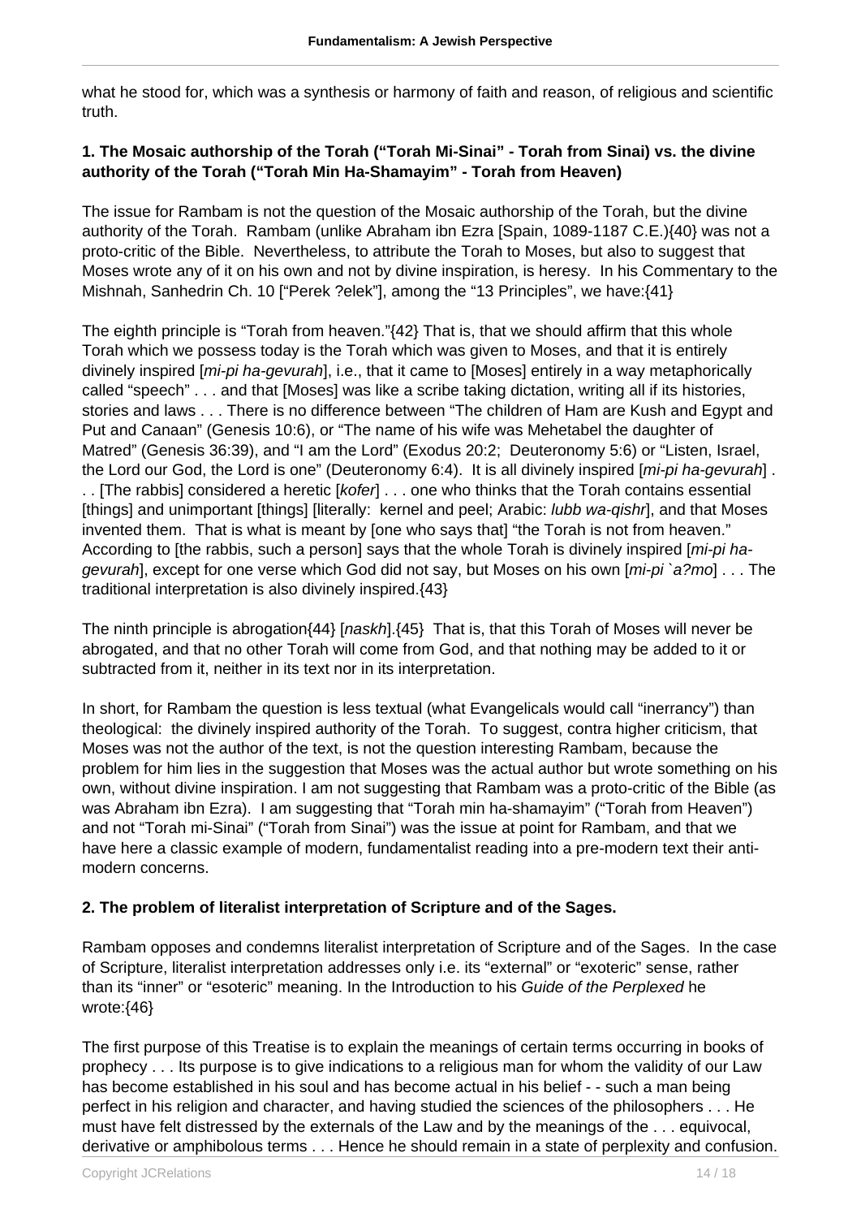what he stood for, which was a synthesis or harmony of faith and reason, of religious and scientific truth.

**1. The Mosaic authorship of the Torah ("Torah Mi-Sinai" - Torah from Sinai) vs. the divine authority of the Torah ("Torah Min Ha-Shamayim" - Torah from Heaven)**

The issue for Rambam is not the question of the Mosaic authorship of the Torah, but the divine authority of the Torah. Rambam (unlike Abraham ibn Ezra [Spain, 1089-1187 C.E.){40} was not a proto-critic of the Bible. Nevertheless, to attribute the Torah to Moses, but also to suggest that Moses wrote any of it on his own and not by divine inspiration, is heresy. In his Commentary to the Mishnah, Sanhedrin Ch. 10 ["Perek ?elek"], among the "13 Principles", we have:{41}

The eighth principle is "Torah from heaven."{42} That is, that we should affirm that this whole Torah which we possess today is the Torah which was given to Moses, and that it is entirely divinely inspired [*mi-pi ha-gevurah*], i.e., that it came to [Moses] entirely in a way metaphorically called "speech" . . . and that [Moses] was like a scribe taking dictation, writing all if its histories, stories and laws . . . There is no difference between "The children of Ham are Kush and Egypt and Put and Canaan" (Genesis 10:6), or "The name of his wife was Mehetabel the daughter of Matred" (Genesis 36:39), and "I am the Lord" (Exodus 20:2; Deuteronomy 5:6) or "Listen, Israel, the Lord our God, the Lord is one" (Deuteronomy 6:4). It is all divinely inspired [*mi-pi ha-gevurah*] . . . [The rabbis] considered a heretic [*kofer*] . . . one who thinks that the Torah contains essential [things] and unimportant [things] [literally: kernel and peel; Arabic: *lubb wa-qishr*], and that Moses invented them. That is what is meant by [one who says that] "the Torah is not from heaven." According to [the rabbis, such a person] says that the whole Torah is divinely inspired [*mi-pi ha-gevurah*], except for one verse which God did not say, but Moses on his own [*mi-pi `a?mo*] . . . The traditional interpretation is also divinely inspired.{43}

The ninth principle is abrogation{44} [*naskh*].{45} That is, that this Torah of Moses will never be abrogated, and that no other Torah will come from God, and that nothing may be added to it or subtracted from it, neither in its text nor in its interpretation.

In short, for Rambam the question is less textual (what Evangelicals would call "inerrancy") than theological: the divinely inspired authority of the Torah. To suggest, contra higher criticism, that Moses was not the author of the text, is not the question interesting Rambam, because the problem for him lies in the suggestion that Moses was the actual author but wrote something on his own, without divine inspiration. I am not suggesting that Rambam was a proto-critic of the Bible (as was Abraham ibn Ezra). I am suggesting that "Torah min ha-shamayim" ("Torah from Heaven") and not "Torah mi-Sinai" ("Torah from Sinai") was the issue at point for Rambam, and that we have here a classic example of modern, fundamentalist reading into a pre-modern text their anti-modern concerns.

**2. The problem of literalist interpretation of Scripture and of the Sages.**

Rambam opposes and condemns literalist interpretation of Scripture and of the Sages. In the case of Scripture, literalist interpretation addresses only i.e. its "external" or "exoteric" sense, rather than its "inner" or "esoteric" meaning. In the Introduction to his *Guide of the Perplexed* he wrote:{46}

The first purpose of this Treatise is to explain the meanings of certain terms occurring in books of prophecy . . . Its purpose is to give indications to a religious man for whom the validity of our Law has become established in his soul and has become actual in his belief - - such a man being perfect in his religion and character, and having studied the sciences of the philosophers . . . He must have felt distressed by the externals of the Law and by the meanings of the . . . equivocal, derivative or amphibolous terms . . . Hence he should remain in a state of perplexity and confusion.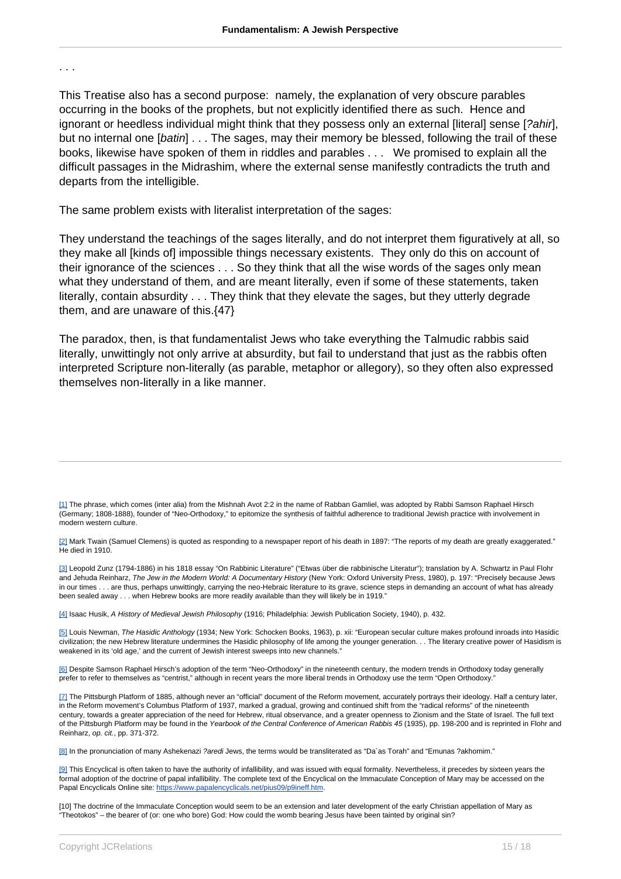. . .

This Treatise also has a second purpose: namely, the explanation of very obscure parables occurring in the books of the prophets, but not explicitly identified there as such. Hence and ignorant or heedless individual might think that they possess only an external [literal] sense [*?ahir*], but no internal one [*batin*] . . . The sages, may their memory be blessed, following the trail of these books, likewise have spoken of them in riddles and parables . . . We promised to explain all the difficult passages in the Midrashim, where the external sense manifestly contradicts the truth and departs from the intelligible.

The same problem exists with literalist interpretation of the sages:

They understand the teachings of the sages literally, and do not interpret them figuratively at all, so they make all [kinds of] impossible things necessary existents. They only do this on account of their ignorance of the sciences . . . So they think that all the wise words of the sages only mean what they understand of them, and are meant literally, even if some of these statements, taken literally, contain absurdity . . . They think that they elevate the sages, but they utterly degrade them, and are unaware of this.{47}

The paradox, then, is that fundamentalist Jews who take everything the Talmudic rabbis said literally, unwittingly not only arrive at absurdity, but fail to understand that just as the rabbis often interpreted Scripture non-literally (as parable, metaphor or allegory), so they often also expressed themselves non-literally in a like manner.

---

[1] The phrase, which comes (inter alia) from the Mishnah Avot 2:2 in the name of Rabban Gamliel, was adopted by Rabbi Samson Raphael Hirsch (Germany; 1808-1888), founder of "Neo-Orthodoxy," to epitomize the synthesis of faithful adherence to traditional Jewish practice with involvement in modern western culture.

[2] Mark Twain (Samuel Clemens) is quoted as responding to a newspaper report of his death in 1897: "The reports of my death are greatly exaggerated." He died in 1910.

[3] Leopold Zunz (1794-1886) in his 1818 essay "On Rabbinic Literature" ("Etwas über die rabbinische Literatur"); translation by A. Schwartz in Paul Flohr and Jehuda Reinharz, *The Jew in the Modern World: A Documentary History* (New York: Oxford University Press, 1980), p. 197: "Precisely because Jews in our times . . . are thus, perhaps unwittingly, carrying the neo-Hebraic literature to its grave, science steps in demanding an account of what has already been sealed away . . . when Hebrew books are more readily available than they will likely be in 1919."

[4] Isaac Husik, *A History of Medieval Jewish Philosophy* (1916; Philadelphia: Jewish Publication Society, 1940), p. 432.

[5] Louis Newman, *The Hasidic Anthology* (1934; New York: Schocken Books, 1963), p. xii: "European secular culture makes profound inroads into Hasidic civilization; the new Hebrew literature undermines the Hasidic philosophy of life among the younger generation. . . The literary creative power of Hasidism is weakened in its 'old age,' and the current of Jewish interest sweeps into new channels."

[6] Despite Samson Raphael Hirsch's adoption of the term "Neo-Orthodoxy" in the nineteenth century, the modern trends in Orthodoxy today generally prefer to refer to themselves as "centrist," although in recent years the more liberal trends in Orthodoxy use the term "Open Orthodoxy."

[7] The Pittsburgh Platform of 1885, although never an "official" document of the Reform movement, accurately portrays their ideology. Half a century later, in the Reform movement's Columbus Platform of 1937, marked a gradual, growing and continued shift from the "radical reforms" of the nineteenth century, towards a greater appreciation of the need for Hebrew, ritual observance, and a greater openness to Zionism and the State of Israel. The full text of the Pittsburgh Platform may be found in the *Yearbook of the Central Conference of American Rabbis 45* (1935), pp. 198-200 and is reprinted in Flohr and Reinharz, *op. cit.*, pp. 371-372.

[8] In the pronunciation of many Ashekenazi *?aredi* Jews, the terms would be transliterated as "Da`as Torah" and "Emunas ?akhomim."

[9] This Encyclical is often taken to have the authority of infallibility, and was issued with equal formality. Nevertheless, it precedes by sixteen years the formal adoption of the doctrine of papal infallibility. The complete text of the Encyclical on the Immaculate Conception of Mary may be accessed on the Papal Encyclicals Online site: https://www.papalencyclicals.net/pius09/p9ineff.htm.

[10] The doctrine of the Immaculate Conception would seem to be an extension and later development of the early Christian appellation of Mary as "Theotokos" – the bearer of (or: one who bore) God: How could the womb bearing Jesus have been tainted by original sin?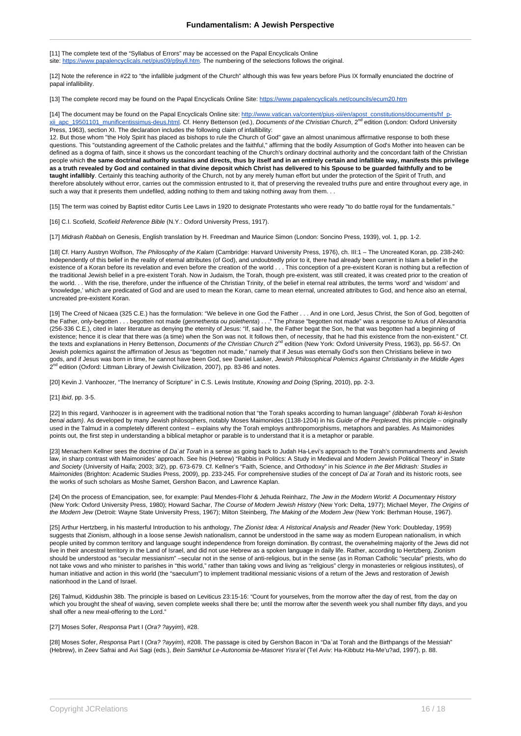[11] The complete text of the "Syllabus of Errors" may be accessed on the Papal Encyclicals Online site: https://www.papalencyclicals.net/pius09/p9syll.htm. The numbering of the selections follows the original.

[12] Note the reference in #22 to "the infallible judgment of the Church" although this was few years before Pius IX formally enunciated the doctrine of papal infallibility.

[13] The complete record may be found on the Papal Encyclicals Online Site: https://www.papalencyclicals.net/councils/ecum20.htm

[14] The document may be found on the Papal Encyclicals Online site: http://www.vatican.va/content/pius-xii/en/apost_constitutions/documents/hf_p-xii_apc_19501101_munificentissimus-deus.html. Cf. Henry Bettenson (ed.), *Documents of the Christian Church*, 2nd edition (London: Oxford University Press, 1963), section XI. The declaration includes the following claim of infallibility:

12. But those whom "the Holy Spirit has placed as bishops to rule the Church of God" gave an almost unanimous affirmative response to both these questions. This "outstanding agreement of the Catholic prelates and the faithful," affirming that the bodily Assumption of God's Mother into heaven can be defined as a dogma of faith, since it shows us the concordant teaching of the Church's ordinary doctrinal authority and the concordant faith of the Christian people which **the same doctrinal authority sustains and directs, thus by itself and in an entirely certain and infallible way, manifests this privilege as a truth revealed by God and contained in that divine deposit which Christ has delivered to his Spouse to be guarded faithfully and to be taught infallibly**. Certainly this teaching authority of the Church, not by any merely human effort but under the protection of the Spirit of Truth, and therefore absolutely without error, carries out the commission entrusted to it, that of preserving the revealed truths pure and entire throughout every age, in such a way that it presents them undefiled, adding nothing to them and taking nothing away from them. . .

[15] The term was coined by Baptist editor Curtis Lee Laws in 1920 to designate Protestants who were ready "to do battle royal for the fundamentals."

[16] C.I. Scofield, *Scofield Reference Bible* (N.Y.: Oxford University Press, 1917).

[17] *Midrash Rabbah* on Genesis, English translation by H. Freedman and Maurice Simon (London: Soncino Press, 1939), vol. 1, pp. 1-2.

[18] Cf. Harry Austryn Wolfson, *The Philosophy of the Kalam* (Cambridge: Harvard University Press, 1976), ch. III:1 – The Uncreated Koran, pp. 238-240: Independently of this belief in the reality of eternal attributes (of God), and undoubtedly prior to it, there had already been current in Islam a belief in the existence of a Koran before its revelation and even before the creation of the world . . . This conception of a pre-existent Koran is nothing but a reflection of the traditional Jewish belief in a pre-existent Torah. Now in Judaism, the Torah, though pre-existent, was still created, it was created prior to the creation of the world. . . With the rise, therefore, under the influence of the Christian Trinity, of the belief in eternal real attributes, the terms 'word' and 'wisdom' and 'knowledge,' which are predicated of God and are used to mean the Koran, came to mean eternal, uncreated attributes to God, and hence also an eternal, uncreated pre-existent Koran.

[19] The Creed of Nicaea (325 C.E.) has the formulation: "We believe in one God the Father . . . And in one Lord, Jesus Christ, the Son of God, begotten of the Father, only-begotten . . . begotten not made (*gennethenta ou poiethenta*) . . ." The phrase "begotten not made" was a response to Arius of Alexandria (256-336 C.E.), cited in later literature as denying the eternity of Jesus: "If, said he, the Father begat the Son, he that was begotten had a beginning of existence; hence it is clear that there was (a time) when the Son was not. It follows then, of necessity, that he had this existence from the non-existent." Cf. the texts and explanations in Henry Bettenson, *Documents of the Christian Church* 2nd edition (New York: Oxford University Press, 1963), pp. 56-57. On Jewish polemics against the affirmation of Jesus as "begotten not made," namely that if Jesus was eternally God's son then Christians believe in two gods, and if Jesus was born in time, he cannot have been God, see Daniel Lasker, *Jewish Philosophical Polemics Against Christianity in the Middle Ages* 2nd edition (Oxford: Littman Library of Jewish Civilization, 2007), pp. 83-86 and notes.

[20] Kevin J. Vanhoozer, "The Inerrancy of Scripture" in C.S. Lewis Institute, *Knowing and Doing* (Spring, 2010), pp. 2-3.

[21] *Ibid*, pp. 3-5.

[22] In this regard, Vanhoozer is in agreement with the traditional notion that "the Torah speaks according to human language" *(dibberah Torah ki-leshon benai adam)*. As developed by many Jewish philosophers, notably Moses Maimonides (1138-1204) in his *Guide of the Perplexed*, this principle – originally used in the Talmud in a completely different context – explains why the Torah employs anthropomorphisms, metaphors and parables. As Maimonides points out, the first step in understanding a biblical metaphor or parable is to understand that it is a metaphor or parable.

[23] Menachem Kellner sees the doctrine of *Da`at Torah* in a sense as going back to Judah Ha-Levi's approach to the Torah's commandments and Jewish law, in sharp contrast with Maimonides' approach. See his (Hebrew) "Rabbis in Politics: A Study in Medieval and Modern Jewish Political Theory" in *State and Society* (University of Haifa; 2003; 3/2), pp. 673-679. Cf. Kellner's "Faith, Science, and Orthodoxy" in his *Science in the Bet Midrash: Studies in Maimonides* (Brighton: Academic Studies Press, 2009), pp. 233-245. For comprehensive studies of the concept of *Da`at Torah* and its historic roots, see the works of such scholars as Moshe Samet, Gershon Bacon, and Lawrence Kaplan.

[24] On the process of Emancipation, see, for example: Paul Mendes-Flohr & Jehuda Reinharz, *The Jew in the Modern World: A Documentary History* (New York: Oxford University Press, 1980); Howard Sachar, *The Course of Modern Jewish History* (New York: Delta, 1977); Michael Meyer, *The Origins of the Modern Jew* (Detroit: Wayne State University Press, 1967); Milton Steinberg, *The Making of the Modern Jew* (New York: Berhman House, 1967).

[25] Arthur Hertzberg, in his masterful Introduction to his anthology, *The Zionist Idea: A Historical Analysis and Reader* (New York: Doubleday, 1959) suggests that Zionism, although in a loose sense Jewish nationalism, cannot be understood in the same way as modern European nationalism, in which people united by common territory and language sought independence from foreign domination. By contrast, the overwhelming majority of the Jews did not live in their ancestral territory in the Land of Israel, and did not use Hebrew as a spoken language in daily life. Rather, according to Hertzberg, Zionism should be understood as "secular messianism" –secular not in the sense of anti-religious, but in the sense (as in Roman Catholic "secular" priests, who do not take vows and who minister to parishes in "this world," rather than taking vows and living as "religious" clergy in monasteries or religious institutes), of human initiative and action in this world (the "saeculum") to implement traditional messianic visions of a return of the Jews and restoration of Jewish nationhood in the Land of Israel.

[26] Talmud, Kiddushin 38b. The principle is based on Leviticus 23:15-16: "Count for yourselves, from the morrow after the day of rest, from the day on which you brought the sheaf of waving, seven complete weeks shall there be; until the morrow after the seventh week you shall number fifty days, and you shall offer a new meal-offering to the Lord."

[27] Moses Sofer, *Responsa* Part I (*Ora? ?ayyim*), #28.

[28] Moses Sofer, *Responsa* Part I (*Ora? ?ayyim*), #208. The passage is cited by Gershon Bacon in "Da`at Torah and the Birthpangs of the Messiah" (Hebrew), in Zeev Safrai and Avi Sagi (eds.), *Bein Samkhut Le-Autonomia be-Masoret Yisra'el* (Tel Aviv: Ha-Kibbutz Ha-Me'u?ad, 1997), p. 88.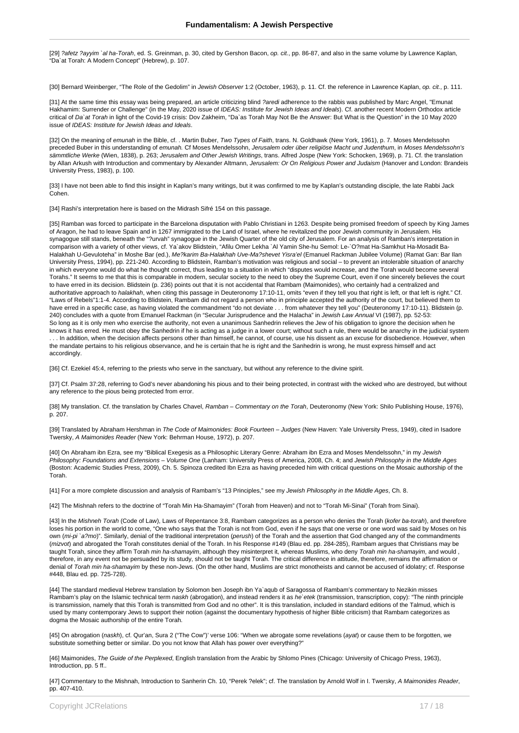[29] *?afetz ?ayyim `al ha-Torah*, ed. S. Greinman, p. 30, cited by Gershon Bacon, *op. cit.*, pp. 86-87, and also in the same volume by Lawrence Kaplan, "Da`at Torah: A Modern Concept" (Hebrew), p. 107.

[30] Bernard Weinberger, "The Role of the Gedolim" in *Jewish Observer* 1:2 (October, 1963), p. 11. Cf. the reference in Lawrence Kaplan, *op. cit.*, p. 111.

[31] At the same time this essay was being prepared, an article criticizing blind *?aredi* adherence to the rabbis was published by Marc Angel, "Emunat Hakhamim: Surrender or Challenge" (in the May, 2020 issue of *IDEAS: Institute for Jewish Ideas and Ideals*). Cf. another recent Modern Orthodox article critical of *Da`at Torah* in light of the Covid-19 crisis: Dov Zakheim, "Da`as Torah May Not Be the Answer: But What is the Question" in the 10 May 2020 issue of *IDEAS: Institute for Jewish Ideas and Ideals*.

[32] On the meaning of *emunah* in the Bible, cf. . Martin Buber, *Two Types of Faith*, trans. N. Goldhawk (New York, 1961), p. 7. Moses Mendelssohn preceded Buber in this understanding of *emunah.* Cf Moses Mendelssohn, *Jerusalem oder über religiöse Macht und Judenthum*, in *Moses Mendelssohn's sämmtliche Werke* (Wien, 1838), p. 263; *Jerusalem and Other Jewish Writings*, trans. Alfred Jospe (New York: Schocken, 1969), p. 71. Cf. the translation by Allan Arkush with Introduction and commentary by Alexander Altmann, *Jerusalem: Or On Religious Power and Judaism* (Hanover and London: Brandeis University Press, 1983), p. 100.

[33] I have not been able to find this insight in Kaplan's many writings, but it was confirmed to me by Kaplan's outstanding disciple, the late Rabbi Jack Cohen.

[34] Rashi's interpretation here is based on the Midrash Sifré 154 on this passage.

[35] Ramban was forced to participate in the Barcelona disputation with Pablo Christiani in 1263. Despite being promised freedom of speech by King James of Aragon, he had to leave Spain and in 1267 immigrated to the Land of Israel, where he revitalized the poor Jewish community in Jerusalem. His synagogue still stands, beneath the "?urvah" synagogue in the Jewish Quarter of the old city of Jerusalem. For an analysis of Ramban's interpretation in comparison with a variety of other views, cf. Ya`akov Blidstein, "Afilu Omer Lekha `Al Yamin She-hu Semol: Le-`O?mat Ha-Samkhut Ha-Mosadit Ba-Halakhah U-Gevuloteha" in Moshe Bar (ed.), *Me?karim Ba-Halakhah Uve-Ma?shevet Yisra'el* (Emanuel Rackman Jubilee Volume) (Ramat Gan: Bar Ilan University Press, 1994), pp. 221-240. According to Blidstein, Ramban's motivation was religious and social – to prevent an intolerable situation of anarchy in which everyone would do what he thought correct, thus leading to a situation in which "disputes would increase, and the Torah would become several Torahs." It seems to me that this is comparable in modern, secular society to the need to obey the Supreme Court, even if one sincerely believes the court to have erred in its decision. Blidstein (p. 236) points out that it is not accidental that Rambam (Maimonides), who certainly had a centralized and authoritative approach to *halakhah*, when citing this passage in Deuteronomy 17:10-11, omits "even if they tell you that right is left, or that left is right." Cf. "Laws of Rebels"1:1-4. According to Blidstein, Rambam did not regard a person who in principle accepted the authority of the court, but believed them to have erred in a specific case, as having violated the commandment "do not deviate . . . from whatever they tell you" (Deuteronomy 17:10-11). Blidstein (p. 240) concludes with a quote from Emanuel Rackman (in "Secular Jurisprudence and the Halacha" in *Jewish Law Annual* VI (1987), pp. 52-53: So long as it is only men who exercise the authority, not even a unanimous Sanhedrin relieves the Jew of his obligation to ignore the decision when he knows it has erred. He must obey the Sanhedrin if he is acting as a judge in a lower court; without such a rule, there would be anarchy in the judicial system . . . In addition, when the decision affects persons other than himself, he cannot, of course, use his dissent as an excuse for disobedience. However, when the mandate pertains to his religious observance, and he is certain that he is right and the Sanhedrin is wrong, he must express himself and act accordingly.

[36] Cf. Ezekiel 45:4, referring to the priests who serve in the sanctuary, but without any reference to the divine spirit.

[37] Cf. Psalm 37:28, referring to God's never abandoning his pious and to their being protected, in contrast with the wicked who are destroyed, but without any reference to the pious being protected from error.

[38] My translation. Cf. the translation by Charles Chavel, *Ramban – Commentary on the Torah*, Deuteronomy (New York: Shilo Publishing House, 1976), p. 207.

[39] Translated by Abraham Hershman in *The Code of Maimonides: Book Fourteen – Judges* (New Haven: Yale University Press, 1949), cited in Isadore Twersky, *A Maimonides Reader* (New York: Behrman House, 1972), p. 207.

[40] On Abraham ibn Ezra, see my "Biblical Exegesis as a Philosophic Literary Genre: Abraham ibn Ezra and Moses Mendelssohn," in my *Jewish Philosophy: Foundations and Extensions – Volume One* (Lanham: University Press of America, 2008, Ch. 4; and *Jewish Philosophy in the Middle Ages* (Boston: Academic Studies Press, 2009), Ch. 5. Spinoza credited Ibn Ezra as having preceded him with critical questions on the Mosaic authorship of the Torah.

[41] For a more complete discussion and analysis of Rambam's "13 Principles," see my *Jewish Philosophy in the Middle Ages*, Ch. 8.

[42] The Mishnah refers to the doctrine of "Torah Min Ha-Shamayim" (Torah from Heaven) and not to "Torah Mi-Sinai" (Torah from Sinai).

[43] In the *Mishneh Torah* (Code of Law), Laws of Repentance 3:8, Rambam categorizes as a person who denies the Torah (*kofer ba-torah*), and therefore loses his portion in the world to come, "One who says that the Torah is not from God, even if he says that one verse or one word was said by Moses on his own (*mi-pi `a?mo*)". Similarly, denial of the traditional interpretation (*perush*) of the Torah and the assertion that God changed any of the commandments (*mizvot*) and abrogated the Torah constitutes denial of the Torah. In his Response #149 (Blau ed. pp. 284-285), Rambam argues that Christians may be taught Torah, since they affirm Torah *min ha-shamayim*, although they misinterpret it, whereas Muslims, who deny *Torah min ha-shamayim*, and would , therefore, in any event not be persuaded by its study, should not be taught Torah. The critical difference in attitude, therefore, remains the affirmation or denial of *Torah min ha-shamayim* by these non-Jews. (On the other hand, Muslims are strict monotheists and cannot be accused of idolatry; cf. Response #448, Blau ed. pp. 725-728).

[44] The standard medieval Hebrew translation by Solomon ben Joseph ibn Ya`aqub of Saragossa of Rambam's commentary to Nezikin misses Rambam's play on the Islamic technical term *naskh* (abrogation), and instead renders it as *he`etek* (transmission, transcription, copy): "The ninth principle is transmission, namely that this Torah is transmitted from God and no other". It is this translation, included in standard editions of the Talmud, which is used by many contemporary Jews to support their notion (against the documentary hypothesis of higher Bible criticism) that Rambam categorizes as dogma the Mosaic authorship of the entire Torah.

[45] On abrogation (*naskh*), cf. Qur'an, Sura 2 ("The Cow")' verse 106: "When we abrogate some revelations (*ayat*) or cause them to be forgotten, we substitute something better or similar. Do you not know that Allah has power over everything?"

[46] Maimonides, *The Guide of the Perplexed*, English translation from the Arabic by Shlomo Pines (Chicago: University of Chicago Press, 1963), Introduction, pp. 5 ff..

[47] Commentary to the Mishnah, Introduction to Sanherin Ch. 10, "Perek ?elek"; cf. The translation by Arnold Wolf in I. Twersky, *A Maimonides Reader*, pp. 407-410.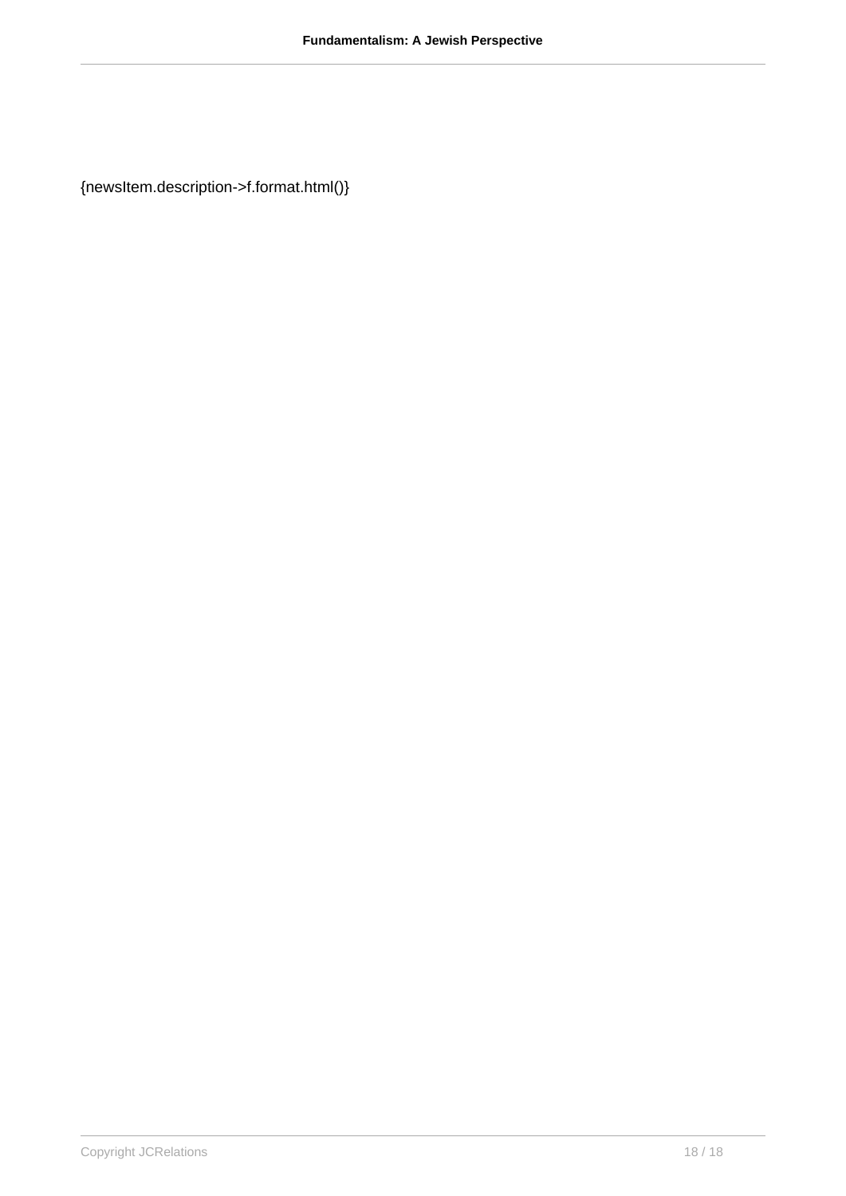{newsItem.description->f.format.html()}